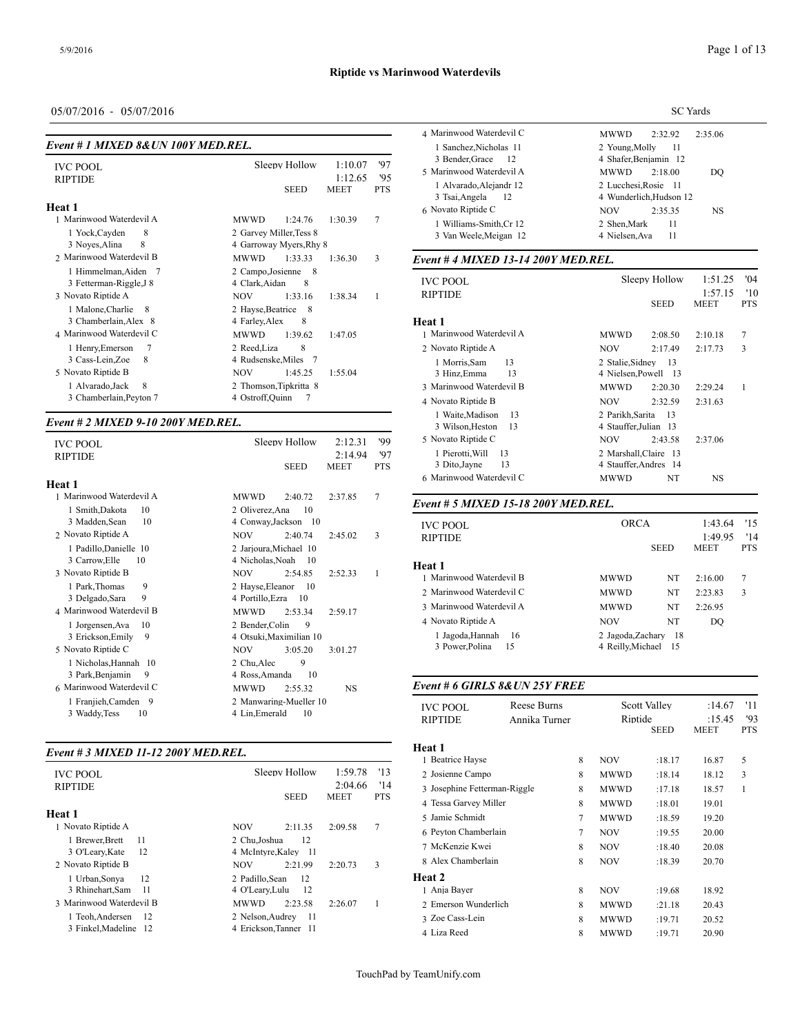## Riptide vs Marinwood Waterdevils

05/07/2016 - 05/07/2016

SC Yards

### Event # 1 MIXED 8&UN 100Y MED.REL.

| | | | | |
|---|---|---|---|---|
| IVC POOL | Sleepy Hollow | | 1:10.07 | '97 |
| RIPTIDE | | | 1:12.65 | '95 |
| | | SEED | MEET | PTS |

**Heat 1**

| Place | Team | | Seed | Meet | Pts |
|---|---|---|---|---|---|
| 1 | Marinwood Waterdevil A | MWWD | 1:24.76 | 1:30.39 | 7 |
| | 1 Yock,Cayden 8; 2 Garvey Miller,Tess 8; 3 Noyes,Alina 8; 4 Garroway Myers,Rhy 8 | | | | |
| 2 | Marinwood Waterdevil B | MWWD | 1:33.33 | 1:36.30 | 3 |
| | 1 Himmelman,Aiden 7; 2 Campo,Josienne 8; 3 Fetterman-Riggle,J 8; 4 Clark,Aidan 8 | | | | |
| 3 | Novato Riptide A | NOV | 1:33.16 | 1:38.34 | 1 |
| | 1 Malone,Charlie 8; 2 Hayse,Beatrice 8; 3 Chamberlain,Alex 8; 4 Farley,Alex 8 | | | | |
| 4 | Marinwood Waterdevil C | MWWD | 1:39.62 | 1:47.05 | |
| | 1 Henry,Emerson 7; 2 Reed,Liza 8; 3 Cass-Lein,Zoe 8; 4 Rudsenske,Miles 7 | | | | |
| 5 | Novato Riptide B | NOV | 1:45.25 | 1:55.04 | |
| | 1 Alvarado,Jack 8; 2 Thomson,Tipkritta 8; 3 Chamberlain,Peyton 7; 4 Ostroff,Quinn 7 | | | | |

### Event # 2 MIXED 9-10 200Y MED.REL.

| | | | | |
|---|---|---|---|---|
| IVC POOL | Sleepy Hollow | | 2:12.31 | '99 |
| RIPTIDE | | | 2:14.94 | '97 |
| | | SEED | MEET | PTS |

**Heat 1**

| Place | Team | | Seed | Meet | Pts |
|---|---|---|---|---|---|
| 1 | Marinwood Waterdevil A | MWWD | 2:40.72 | 2:37.85 | 7 |
| | 1 Smith,Dakota 10; 2 Oliverez,Ana 10; 3 Madden,Sean 10; 4 Conway,Jackson 10 | | | | |
| 2 | Novato Riptide A | NOV | 2:40.74 | 2:45.02 | 3 |
| | 1 Padillo,Danielle 10; 2 Jarjoura,Michael 10; 3 Carrow,Elle 10; 4 Nicholas,Noah 10 | | | | |
| 3 | Novato Riptide B | NOV | 2:54.85 | 2:52.33 | 1 |
| | 1 Park,Thomas 9; 2 Hayse,Eleanor 10; 3 Delgado,Sara 9; 4 Portillo,Ezra 10 | | | | |
| 4 | Marinwood Waterdevil B | MWWD | 2:53.34 | 2:59.17 | |
| | 1 Jorgensen,Ava 10; 2 Bender,Colin 9; 3 Erickson,Emily 9; 4 Otsuki,Maximilian 10 | | | | |
| 5 | Novato Riptide C | NOV | 3:05.20 | 3:01.27 | |
| | 1 Nicholas,Hannah 10; 2 Chu,Alec 9; 3 Park,Benjamin 9; 4 Ross,Amanda 10 | | | | |
| 6 | Marinwood Waterdevil C | MWWD | 2:55.32 | NS | |
| | 1 Franjieh,Camden 9; 2 Manwaring-Mueller 10; 3 Waddy,Tess 10; 4 Lin,Emerald 10 | | | | |

### Event # 3 MIXED 11-12 200Y MED.REL.

| | | | | |
|---|---|---|---|---|
| IVC POOL | Sleepy Hollow | | 1:59.78 | '13 |
| RIPTIDE | | | 2:04.66 | '14 |
| | | SEED | MEET | PTS |

**Heat 1**

| Place | Team | | Seed | Meet | Pts |
|---|---|---|---|---|---|
| 1 | Novato Riptide A | NOV | 2:11.35 | 2:09.58 | 7 |
| | 1 Brewer,Brett 11; 2 Chu,Joshua 12; 3 O'Leary,Kate 12; 4 McIntyre,Kaley 11 | | | | |
| 2 | Novato Riptide B | NOV | 2:21.99 | 2:20.73 | 3 |
| | 1 Urban,Sonya 12; 2 Padillo,Sean 12; 3 Rhinehart,Sam 11; 4 O'Leary,Lulu 12 | | | | |
| 3 | Marinwood Waterdevil B | MWWD | 2:23.58 | 2:26.07 | 1 |
| | 1 Teoh,Andersen 12; 2 Nelson,Audrey 11; 3 Finkel,Madeline 12; 4 Erickson,Tanner 11 | | | | |
| 4 | Marinwood Waterdevil C | MWWD | 2:32.92 | 2:35.06 | |
| | 1 Sanchez,Nicholas 11; 2 Young,Molly 11; 3 Bender,Grace 12; 4 Shafer,Benjamin 12 | | | | |
| 5 | Marinwood Waterdevil A | MWWD | 2:18.00 | DQ | |
| | 1 Alvarado,Alejandr 12; 2 Lucchesi,Rosie 11; 3 Tsai,Angela 12; 4 Wunderlich,Hudson 12 | | | | |
| 6 | Novato Riptide C | NOV | 2:35.35 | NS | |
| | 1 Williams-Smith,Cr 12; 2 Shen,Mark 11; 3 Van Weele,Meigan 12; 4 Nielsen,Ava 11 | | | | |

### Event # 4 MIXED 13-14 200Y MED.REL.

| | | | | |
|---|---|---|---|---|
| IVC POOL | Sleepy Hollow | | 1:51.25 | '04 |
| RIPTIDE | | | 1:57.15 | '10 |
| | | SEED | MEET | PTS |

**Heat 1**

| Place | Team | | Seed | Meet | Pts |
|---|---|---|---|---|---|
| 1 | Marinwood Waterdevil A | MWWD | 2:08.50 | 2:10.18 | 7 |
| 2 | Novato Riptide A | NOV | 2:17.49 | 2:17.73 | 3 |
| | 1 Morris,Sam 13; 2 Stalie,Sidney 13; 3 Hinz,Emma 13; 4 Nielsen,Powell 13 | | | | |
| 3 | Marinwood Waterdevil B | MWWD | 2:20.30 | 2:29.24 | 1 |
| 4 | Novato Riptide B | NOV | 2:32.59 | 2:31.63 | |
| | 1 Waite,Madison 13; 2 Parikh,Sarita 13; 3 Wilson,Heston 13; 4 Stauffer,Julian 13 | | | | |
| 5 | Novato Riptide C | NOV | 2:43.58 | 2:37.06 | |
| | 1 Pierotti,Will 13; 2 Marshall,Claire 13; 3 Dito,Jayne 13; 4 Stauffer,Andres 14 | | | | |
| 6 | Marinwood Waterdevil C | MWWD | NT | NS | |

### Event # 5 MIXED 15-18 200Y MED.REL.

| | | | | |
|---|---|---|---|---|
| IVC POOL | ORCA | | 1:43.64 | '15 |
| RIPTIDE | | | 1:49.95 | '14 |
| | | SEED | MEET | PTS |

**Heat 1**

| Place | Team | | Seed | Meet | Pts |
|---|---|---|---|---|---|
| 1 | Marinwood Waterdevil B | MWWD | NT | 2:16.00 | 7 |
| 2 | Marinwood Waterdevil C | MWWD | NT | 2:23.83 | 3 |
| 3 | Marinwood Waterdevil A | MWWD | NT | 2:26.95 | |
| 4 | Novato Riptide A | NOV | NT | DQ | |
| | 1 Jagoda,Hannah 16; 2 Jagoda,Zachary 18; 3 Power,Polina 15; 4 Reilly,Michael 15 | | | | |

### Event # 6 GIRLS 8&UN 25Y FREE

| | | | | | |
|---|---|---|---|---|---|
| IVC POOL | Reese Burns | Scott Valley | | :14.67 | '11 |
| RIPTIDE | Annika Turner | Riptide | | :15.45 | '93 |
| | | | SEED | MEET | PTS |

| Place | Name | Age | Team | Seed | Meet | Pts |
|---|---|---|---|---|---|---|
| **Heat 1** | | | | | | |
| 1 | Beatrice Hayse | 8 | NOV | :18.17 | 16.87 | 5 |
| 2 | Josienne Campo | 8 | MWWD | :18.14 | 18.12 | 3 |
| 3 | Josephine Fetterman-Riggle | 8 | MWWD | :17.18 | 18.57 | 1 |
| 4 | Tessa Garvey Miller | 8 | MWWD | :18.01 | 19.01 | |
| 5 | Jamie Schmidt | 7 | MWWD | :18.59 | 19.20 | |
| 6 | Peyton Chamberlain | 7 | NOV | :19.55 | 20.00 | |
| 7 | McKenzie Kwei | 8 | NOV | :18.40 | 20.08 | |
| 8 | Alex Chamberlain | 8 | NOV | :18.39 | 20.70 | |
| **Heat 2** | | | | | | |
| 1 | Anja Bayer | 8 | NOV | :19.68 | 18.92 | |
| 2 | Emerson Wunderlich | 8 | MWWD | :21.18 | 20.43 | |
| 3 | Zoe Cass-Lein | 8 | MWWD | :19.71 | 20.52 | |
| 4 | Liza Reed | 8 | MWWD | :19.71 | 20.90 | |

TouchPad by TeamUnify.com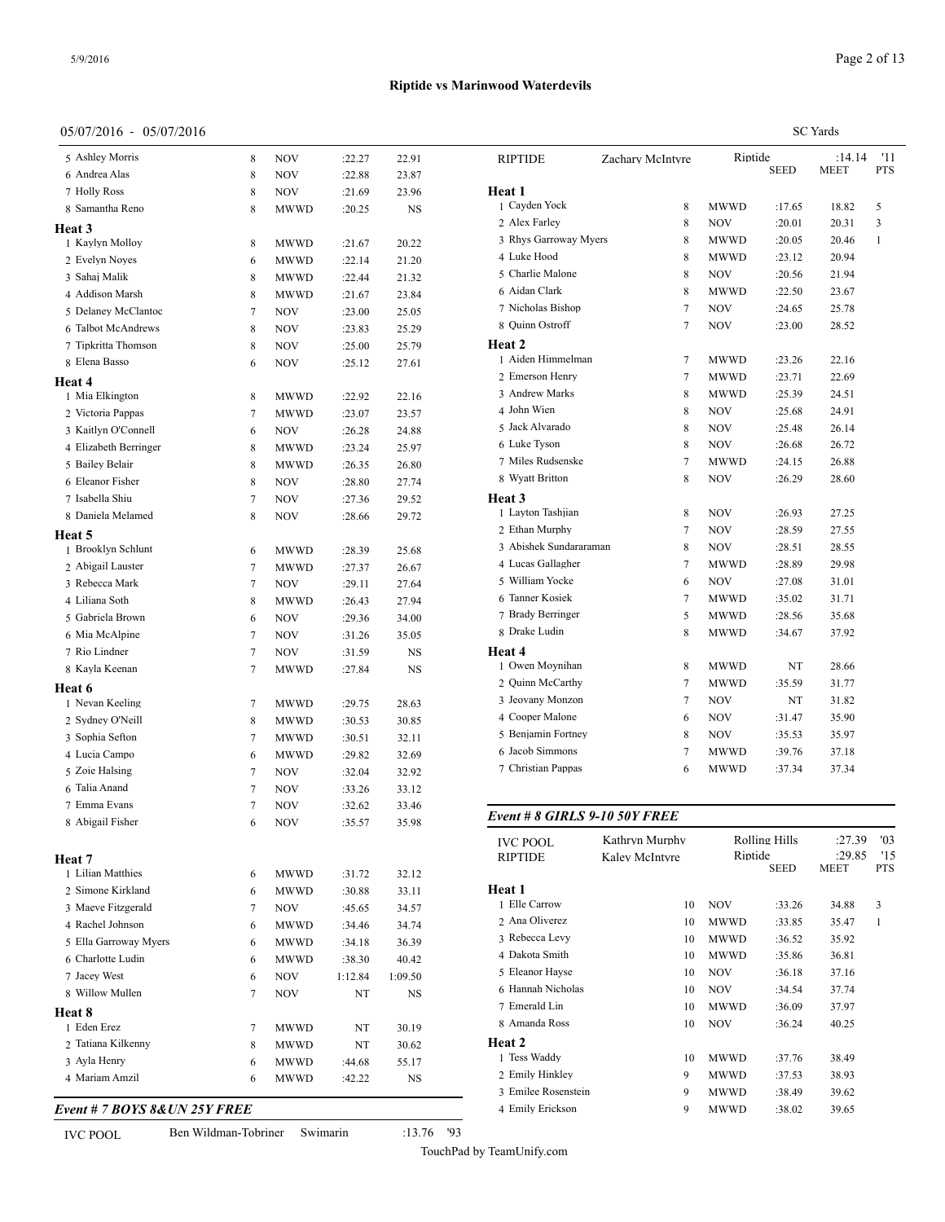# Riptide vs Marinwood Waterdevils

05/07/2016 - 05/07/2016

SC Yards

| | Name | Age | Team | Seed | Time | Pts |
|---|---|---|---|---|---|---|
| 5 | Ashley Morris | 8 | NOV | :22.27 | 22.91 | |
| 6 | Andrea Alas | 8 | NOV | :22.88 | 23.87 | |
| 7 | Holly Ross | 8 | NOV | :21.69 | 23.96 | |
| 8 | Samantha Reno | 8 | MWWD | :20.25 | NS | |

**Heat 3**

| | Name | Age | Team | Seed | Time | Pts |
|---|---|---|---|---|---|---|
| 1 | Kaylyn Molloy | 8 | MWWD | :21.67 | 20.22 | |
| 2 | Evelyn Noyes | 6 | MWWD | :22.14 | 21.20 | |
| 3 | Sahaj Malik | 8 | MWWD | :22.44 | 21.32 | |
| 4 | Addison Marsh | 8 | MWWD | :21.67 | 23.84 | |
| 5 | Delaney McClantoc | 7 | NOV | :23.00 | 25.05 | |
| 6 | Talbot McAndrews | 8 | NOV | :23.83 | 25.29 | |
| 7 | Tipkritta Thomson | 8 | NOV | :25.00 | 25.79 | |
| 8 | Elena Basso | 6 | NOV | :25.12 | 27.61 | |

**Heat 4**

| | Name | Age | Team | Seed | Time | Pts |
|---|---|---|---|---|---|---|
| 1 | Mia Elkington | 8 | MWWD | :22.92 | 22.16 | |
| 2 | Victoria Pappas | 7 | MWWD | :23.07 | 23.57 | |
| 3 | Kaitlyn O'Connell | 6 | NOV | :26.28 | 24.88 | |
| 4 | Elizabeth Berringer | 8 | MWWD | :23.24 | 25.97 | |
| 5 | Bailey Belair | 8 | MWWD | :26.35 | 26.80 | |
| 6 | Eleanor Fisher | 8 | NOV | :28.80 | 27.74 | |
| 7 | Isabella Shiu | 7 | NOV | :27.36 | 29.52 | |
| 8 | Daniela Melamed | 8 | NOV | :28.66 | 29.72 | |

**Heat 5**

| | Name | Age | Team | Seed | Time | Pts |
|---|---|---|---|---|---|---|
| 1 | Brooklyn Schlunt | 6 | MWWD | :28.39 | 25.68 | |
| 2 | Abigail Lauster | 7 | MWWD | :27.37 | 26.67 | |
| 3 | Rebecca Mark | 7 | NOV | :29.11 | 27.64 | |
| 4 | Liliana Soth | 8 | MWWD | :26.43 | 27.94 | |
| 5 | Gabriela Brown | 6 | NOV | :29.36 | 34.00 | |
| 6 | Mia McAlpine | 7 | NOV | :31.26 | 35.05 | |
| 7 | Rio Lindner | 7 | NOV | :31.59 | NS | |
| 8 | Kayla Keenan | 7 | MWWD | :27.84 | NS | |

**Heat 6**

| | Name | Age | Team | Seed | Time | Pts |
|---|---|---|---|---|---|---|
| 1 | Nevan Keeling | 7 | MWWD | :29.75 | 28.63 | |
| 2 | Sydney O'Neill | 8 | MWWD | :30.53 | 30.85 | |
| 3 | Sophia Sefton | 7 | MWWD | :30.51 | 32.11 | |
| 4 | Lucia Campo | 6 | MWWD | :29.82 | 32.69 | |
| 5 | Zoie Halsing | 7 | NOV | :32.04 | 32.92 | |
| 6 | Talia Anand | 7 | NOV | :33.26 | 33.12 | |
| 7 | Emma Evans | 7 | NOV | :32.62 | 33.46 | |
| 8 | Abigail Fisher | 6 | NOV | :35.57 | 35.98 | |

**Heat 7**

| | Name | Age | Team | Seed | Time | Pts |
|---|---|---|---|---|---|---|
| 1 | Lilian Matthies | 6 | MWWD | :31.72 | 32.12 | |
| 2 | Simone Kirkland | 6 | MWWD | :30.88 | 33.11 | |
| 3 | Maeve Fitzgerald | 7 | NOV | :45.65 | 34.57 | |
| 4 | Rachel Johnson | 6 | MWWD | :34.46 | 34.74 | |
| 5 | Ella Garroway Myers | 6 | MWWD | :34.18 | 36.39 | |
| 6 | Charlotte Ludin | 6 | MWWD | :38.30 | 40.42 | |
| 7 | Jacey West | 6 | NOV | 1:12.84 | 1:09.50 | |
| 8 | Willow Mullen | 7 | NOV | NT | NS | |

**Heat 8**

| | Name | Age | Team | Seed | Time | Pts |
|---|---|---|---|---|---|---|
| 1 | Eden Erez | 7 | MWWD | NT | 30.19 | |
| 2 | Tatiana Kilkenny | 8 | MWWD | NT | 30.62 | |
| 3 | Ayla Henry | 6 | MWWD | :44.68 | 55.17 | |
| 4 | Mariam Amzil | 6 | MWWD | :42.22 | NS | |

### *Event # 7 BOYS 8&UN 25Y FREE*

| Record | Holder | Team | Time | Year |
|---|---|---|---|---|
| IVC POOL | Ben Wildman-Tobriner | Swimarin | :13.76 | '93 |
| RIPTIDE | Zachary McIntyre | Riptide | :14.14 | '11 |

**Heat 1**

| | Name | Age | Team | Seed | Meet | Pts |
|---|---|---|---|---|---|---|
| 1 | Cayden Yock | 8 | MWWD | :17.65 | 18.82 | 5 |
| 2 | Alex Farley | 8 | NOV | :20.01 | 20.31 | 3 |
| 3 | Rhys Garroway Myers | 8 | MWWD | :20.05 | 20.46 | 1 |
| 4 | Luke Hood | 8 | MWWD | :23.12 | 20.94 | |
| 5 | Charlie Malone | 8 | NOV | :20.56 | 21.94 | |
| 6 | Aidan Clark | 8 | MWWD | :22.50 | 23.67 | |
| 7 | Nicholas Bishop | 7 | NOV | :24.65 | 25.78 | |
| 8 | Quinn Ostroff | 7 | NOV | :23.00 | 28.52 | |

**Heat 2**

| | Name | Age | Team | Seed | Meet | Pts |
|---|---|---|---|---|---|---|
| 1 | Aiden Himmelman | 7 | MWWD | :23.26 | 22.16 | |
| 2 | Emerson Henry | 7 | MWWD | :23.71 | 22.69 | |
| 3 | Andrew Marks | 8 | MWWD | :25.39 | 24.51 | |
| 4 | John Wien | 8 | NOV | :25.68 | 24.91 | |
| 5 | Jack Alvarado | 8 | NOV | :25.48 | 26.14 | |
| 6 | Luke Tyson | 8 | NOV | :26.68 | 26.72 | |
| 7 | Miles Rudsenske | 7 | MWWD | :24.15 | 26.88 | |
| 8 | Wyatt Britton | 8 | NOV | :26.29 | 28.60 | |

**Heat 3**

| | Name | Age | Team | Seed | Meet | Pts |
|---|---|---|---|---|---|---|
| 1 | Layton Tashjian | 8 | NOV | :26.93 | 27.25 | |
| 2 | Ethan Murphy | 7 | NOV | :28.59 | 27.55 | |
| 3 | Abishek Sundararaman | 8 | NOV | :28.51 | 28.55 | |
| 4 | Lucas Gallagher | 7 | MWWD | :28.89 | 29.98 | |
| 5 | William Yocke | 6 | NOV | :27.08 | 31.01 | |
| 6 | Tanner Kosiek | 7 | MWWD | :35.02 | 31.71 | |
| 7 | Brady Berringer | 5 | MWWD | :28.56 | 35.68 | |
| 8 | Drake Ludin | 8 | MWWD | :34.67 | 37.92 | |

**Heat 4**

| | Name | Age | Team | Seed | Meet | Pts |
|---|---|---|---|---|---|---|
| 1 | Owen Moynihan | 8 | MWWD | NT | 28.66 | |
| 2 | Quinn McCarthy | 7 | MWWD | :35.59 | 31.77 | |
| 3 | Jeovany Monzon | 7 | NOV | NT | 31.82 | |
| 4 | Cooper Malone | 6 | NOV | :31.47 | 35.90 | |
| 5 | Benjamin Fortney | 8 | NOV | :35.53 | 35.97 | |
| 6 | Jacob Simmons | 7 | MWWD | :39.76 | 37.18 | |
| 7 | Christian Pappas | 6 | MWWD | :37.34 | 37.34 | |

### *Event # 8 GIRLS 9-10 50Y FREE*

| Record | Holder | Team | Time | Year |
|---|---|---|---|---|
| IVC POOL | Kathryn Murphy | Rolling Hills | :27.39 | '03 |
| RIPTIDE | Kaley McIntyre | Riptide | :29.85 | '15 |

**Heat 1**

| | Name | Age | Team | Seed | Meet | Pts |
|---|---|---|---|---|---|---|
| 1 | Elle Carrow | 10 | NOV | :33.26 | 34.88 | 3 |
| 2 | Ana Oliverez | 10 | MWWD | :33.85 | 35.47 | 1 |
| 3 | Rebecca Levy | 10 | MWWD | :36.52 | 35.92 | |
| 4 | Dakota Smith | 10 | MWWD | :35.86 | 36.81 | |
| 5 | Eleanor Hayse | 10 | NOV | :36.18 | 37.16 | |
| 6 | Hannah Nicholas | 10 | NOV | :34.54 | 37.74 | |
| 7 | Emerald Lin | 10 | MWWD | :36.09 | 37.97 | |
| 8 | Amanda Ross | 10 | NOV | :36.24 | 40.25 | |

**Heat 2**

| | Name | Age | Team | Seed | Meet | Pts |
|---|---|---|---|---|---|---|
| 1 | Tess Waddy | 10 | MWWD | :37.76 | 38.49 | |
| 2 | Emily Hinkley | 9 | MWWD | :37.53 | 38.93 | |
| 3 | Emilee Rosenstein | 9 | MWWD | :38.49 | 39.62 | |
| 4 | Emily Erickson | 9 | MWWD | :38.02 | 39.65 | |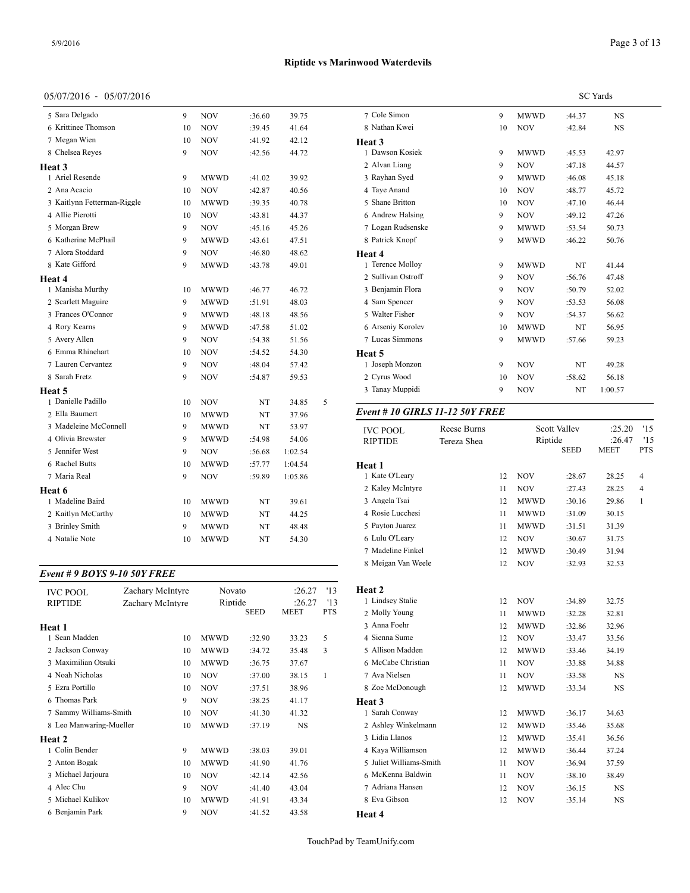# Riptide vs Marinwood Waterdevils

05/07/2016 - 05/07/2016 SC Yards

| Name | Age | Team | Seed | Meet | Pts |
|---|---|---|---|---|---|
| 5 Sara Delgado | 9 | NOV | :36.60 | 39.75 | |
| 6 Krittinee Thomson | 10 | NOV | :39.45 | 41.64 | |
| 7 Megan Wien | 10 | NOV | :41.92 | 42.12 | |
| 8 Chelsea Reyes | 9 | NOV | :42.56 | 44.72 | |
| **Heat 3** | | | | | |
| 1 Ariel Resende | 9 | MWWD | :41.02 | 39.92 | |
| 2 Ana Acacio | 10 | NOV | :42.87 | 40.56 | |
| 3 Kaitlynn Fetterman-Riggle | 10 | MWWD | :39.35 | 40.78 | |
| 4 Allie Pierotti | 10 | NOV | :43.81 | 44.37 | |
| 5 Morgan Brew | 9 | NOV | :45.16 | 45.26 | |
| 6 Katherine McPhail | 9 | MWWD | :43.61 | 47.51 | |
| 7 Alora Stoddard | 9 | NOV | :46.80 | 48.62 | |
| 8 Kate Gifford | 9 | MWWD | :43.78 | 49.01 | |
| **Heat 4** | | | | | |
| 1 Manisha Murthy | 10 | MWWD | :46.77 | 46.72 | |
| 2 Scarlett Maguire | 9 | MWWD | :51.91 | 48.03 | |
| 3 Frances O'Connor | 9 | MWWD | :48.18 | 48.56 | |
| 4 Rory Kearns | 9 | MWWD | :47.58 | 51.02 | |
| 5 Avery Allen | 9 | NOV | :54.38 | 51.56 | |
| 6 Emma Rhinehart | 10 | NOV | :54.52 | 54.30 | |
| 7 Lauren Cervantez | 9 | NOV | :48.04 | 57.42 | |
| 8 Sarah Fretz | 9 | NOV | :54.87 | 59.53 | |
| **Heat 5** | | | | | |
| 1 Danielle Padillo | 10 | NOV | NT | 34.85 | 5 |
| 2 Ella Baumert | 10 | MWWD | NT | 37.96 | |
| 3 Madeleine McConnell | 9 | MWWD | NT | 53.97 | |
| 4 Olivia Brewster | 9 | MWWD | :54.98 | 54.06 | |
| 5 Jennifer West | 9 | NOV | :56.68 | 1:02.54 | |
| 6 Rachel Butts | 10 | MWWD | :57.77 | 1:04.54 | |
| 7 Maria Real | 9 | NOV | :59.89 | 1:05.86 | |
| **Heat 6** | | | | | |
| 1 Madeline Baird | 10 | MWWD | NT | 39.61 | |
| 2 Kaitlyn McCarthy | 10 | MWWD | NT | 44.25 | |
| 3 Brinley Smith | 9 | MWWD | NT | 48.48 | |
| 4 Natalie Note | 10 | MWWD | NT | 54.30 | |

## *Event # 9 BOYS 9-10 50Y FREE*

| | | | | | |
|---|---|---|---|---|---|
| IVC POOL | Zachary McIntyre | Novato | | :26.27 | '13 |
| RIPTIDE | Zachary McIntyre | Riptide | | :26.27 | '13 |

| Name | Age | Team | Seed | Meet | Pts |
|---|---|---|---|---|---|
| **Heat 1** | | | | | |
| 1 Sean Madden | 10 | MWWD | :32.90 | 33.23 | 5 |
| 2 Jackson Conway | 10 | MWWD | :34.72 | 35.48 | 3 |
| 3 Maximilian Otsuki | 10 | MWWD | :36.75 | 37.67 | |
| 4 Noah Nicholas | 10 | NOV | :37.00 | 38.15 | 1 |
| 5 Ezra Portillo | 10 | NOV | :37.51 | 38.96 | |
| 6 Thomas Park | 9 | NOV | :38.25 | 41.17 | |
| 7 Sammy Williams-Smith | 10 | NOV | :41.30 | 41.32 | |
| 8 Leo Manwaring-Mueller | 10 | MWWD | :37.19 | NS | |
| **Heat 2** | | | | | |
| 1 Colin Bender | 9 | MWWD | :38.03 | 39.01 | |
| 2 Anton Bogak | 10 | MWWD | :41.90 | 41.76 | |
| 3 Michael Jarjoura | 10 | NOV | :42.14 | 42.56 | |
| 4 Alec Chu | 9 | NOV | :41.40 | 43.04 | |
| 5 Michael Kulikov | 10 | MWWD | :41.91 | 43.34 | |
| 6 Benjamin Park | 9 | NOV | :41.52 | 43.58 | |
| 7 Cole Simon | 9 | MWWD | :44.37 | NS | |
| 8 Nathan Kwei | 10 | NOV | :42.84 | NS | |
| **Heat 3** | | | | | |
| 1 Dawson Kosiek | 9 | MWWD | :45.53 | 42.97 | |
| 2 Alvan Liang | 9 | NOV | :47.18 | 44.57 | |
| 3 Rayhan Syed | 9 | MWWD | :46.08 | 45.18 | |
| 4 Taye Anand | 10 | NOV | :48.77 | 45.72 | |
| 5 Shane Britton | 10 | NOV | :47.10 | 46.44 | |
| 6 Andrew Halsing | 9 | NOV | :49.12 | 47.26 | |
| 7 Logan Rudsenske | 9 | MWWD | :53.54 | 50.73 | |
| 8 Patrick Knopf | 9 | MWWD | :46.22 | 50.76 | |
| **Heat 4** | | | | | |
| 1 Terence Molloy | 9 | MWWD | NT | 41.44 | |
| 2 Sullivan Ostroff | 9 | NOV | :56.76 | 47.48 | |
| 3 Benjamin Flora | 9 | NOV | :50.79 | 52.02 | |
| 4 Sam Spencer | 9 | NOV | :53.53 | 56.08 | |
| 5 Walter Fisher | 9 | NOV | :54.37 | 56.62 | |
| 6 Arseniy Korolev | 10 | MWWD | NT | 56.95 | |
| 7 Lucas Simmons | 9 | MWWD | :57.66 | 59.23 | |
| **Heat 5** | | | | | |
| 1 Joseph Monzon | 9 | NOV | NT | 49.28 | |
| 2 Cyrus Wood | 10 | NOV | :58.62 | 56.18 | |
| 3 Tanay Muppidi | 9 | NOV | NT | 1:00.57 | |

## *Event # 10 GIRLS 11-12 50Y FREE*

| | | | | | |
|---|---|---|---|---|---|
| IVC POOL | Reese Burns | Scott Valley | | :25.20 | '15 |
| RIPTIDE | Tereza Shea | Riptide | | :26.47 | '15 |

| Name | Age | Team | Seed | Meet | Pts |
|---|---|---|---|---|---|
| **Heat 1** | | | | | |
| 1 Kate O'Leary | 12 | NOV | :28.67 | 28.25 | 4 |
| 2 Kaley McIntyre | 11 | NOV | :27.43 | 28.25 | 4 |
| 3 Angela Tsai | 12 | MWWD | :30.16 | 29.86 | 1 |
| 4 Rosie Lucchesi | 11 | MWWD | :31.09 | 30.15 | |
| 5 Payton Juarez | 11 | MWWD | :31.51 | 31.39 | |
| 6 Lulu O'Leary | 12 | NOV | :30.67 | 31.75 | |
| 7 Madeline Finkel | 12 | MWWD | :30.49 | 31.94 | |
| 8 Meigan Van Weele | 12 | NOV | :32.93 | 32.53 | |
| **Heat 2** | | | | | |
| 1 Lindsey Stalie | 12 | NOV | :34.89 | 32.75 | |
| 2 Molly Young | 11 | MWWD | :32.28 | 32.81 | |
| 3 Anna Foehr | 12 | MWWD | :32.86 | 32.96 | |
| 4 Sienna Sume | 12 | NOV | :33.47 | 33.56 | |
| 5 Allison Madden | 12 | MWWD | :33.46 | 34.19 | |
| 6 McCabe Christian | 11 | NOV | :33.88 | 34.88 | |
| 7 Ava Nielsen | 11 | NOV | :33.58 | NS | |
| 8 Zoe McDonough | 12 | MWWD | :33.34 | NS | |
| **Heat 3** | | | | | |
| 1 Sarah Conway | 12 | MWWD | :36.17 | 34.63 | |
| 2 Ashley Winkelmann | 12 | MWWD | :35.46 | 35.68 | |
| 3 Lidia Llanos | 12 | MWWD | :35.41 | 36.56 | |
| 4 Kaya Williamson | 12 | MWWD | :36.44 | 37.24 | |
| 5 Juliet Williams-Smith | 11 | NOV | :36.94 | 37.59 | |
| 6 McKenna Baldwin | 11 | NOV | :38.10 | 38.49 | |
| 7 Adriana Hansen | 12 | NOV | :36.15 | NS | |
| 8 Eva Gibson | 12 | NOV | :35.14 | NS | |
| **Heat 4** | | | | | |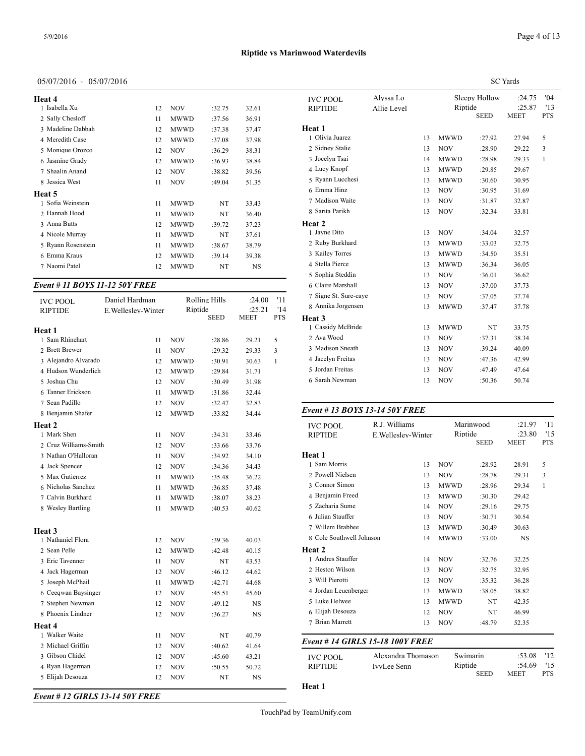## Riptide vs Marinwood Waterdevils

05/07/2016 - 05/07/2016 SC Yards

**Heat 4**

| # | Name | Age | Team | Seed | Time | Pts |
|---|---|---|---|---|---|---|
| 1 | Isabella Xu | 12 | NOV | :32.75 | 32.61 | |
| 2 | Sally Chesloff | 11 | MWWD | :37.56 | 36.91 | |
| 3 | Madeline Dabbah | 12 | MWWD | :37.38 | 37.47 | |
| 4 | Meredith Case | 12 | MWWD | :37.08 | 37.98 | |
| 5 | Monique Orozco | 12 | NOV | :36.29 | 38.31 | |
| 6 | Jasmine Grady | 12 | MWWD | :36.93 | 38.84 | |
| 7 | Shaalin Anand | 12 | NOV | :38.82 | 39.56 | |
| 8 | Jessica West | 11 | NOV | :49.04 | 51.35 | |

**Heat 5**

| # | Name | Age | Team | Seed | Time | Pts |
|---|---|---|---|---|---|---|
| 1 | Sofia Weinstein | 11 | MWWD | NT | 33.43 | |
| 2 | Hannah Hood | 11 | MWWD | NT | 36.40 | |
| 3 | Anna Butts | 12 | MWWD | :39.72 | 37.23 | |
| 4 | Nicole Murray | 11 | MWWD | NT | 37.61 | |
| 5 | Ryann Rosenstein | 11 | MWWD | :38.67 | 38.79 | |
| 6 | Emma Kraus | 12 | MWWD | :39.14 | 39.38 | |
| 7 | Naomi Patel | 12 | MWWD | NT | NS | |

### *Event # 11 BOYS 11-12 50Y FREE*

| | | | | |
|---|---|---|---|---|
| IVC POOL | Daniel Hardman | Rolling Hills | :24.00 | '11 |
| RIPTIDE | E.Wellesley-Winter | Riptide | :25.21 | '14 |
| | | SEED | MEET | PTS |

**Heat 1**

| # | Name | Age | Team | Seed | Time | Pts |
|---|---|---|---|---|---|---|
| 1 | Sam Rhinehart | 11 | NOV | :28.86 | 29.21 | 5 |
| 2 | Brett Brewer | 11 | NOV | :29.32 | 29.33 | 3 |
| 3 | Alejandro Alvarado | 12 | MWWD | :30.91 | 30.63 | 1 |
| 4 | Hudson Wunderlich | 12 | MWWD | :29.84 | 31.71 | |
| 5 | Joshua Chu | 12 | NOV | :30.49 | 31.98 | |
| 6 | Tanner Erickson | 11 | MWWD | :31.86 | 32.44 | |
| 7 | Sean Padillo | 12 | NOV | :32.47 | 32.83 | |
| 8 | Benjamin Shafer | 12 | MWWD | :33.82 | 34.44 | |

**Heat 2**

| # | Name | Age | Team | Seed | Time | Pts |
|---|---|---|---|---|---|---|
| 1 | Mark Shen | 11 | NOV | :34.31 | 33.46 | |
| 2 | Cruz Williams-Smith | 12 | NOV | :33.66 | 33.76 | |
| 3 | Nathan O'Halloran | 11 | NOV | :34.92 | 34.10 | |
| 4 | Jack Spencer | 12 | NOV | :34.36 | 34.43 | |
| 5 | Max Gutierrez | 11 | MWWD | :35.48 | 36.22 | |
| 6 | Nicholas Sanchez | 11 | MWWD | :36.85 | 37.48 | |
| 7 | Calvin Burkhard | 11 | MWWD | :38.07 | 38.23 | |
| 8 | Wesley Bartling | 11 | MWWD | :40.53 | 40.62 | |

**Heat 3**

| # | Name | Age | Team | Seed | Time | Pts |
|---|---|---|---|---|---|---|
| 1 | Nathaniel Flora | 12 | NOV | :39.36 | 40.03 | |
| 2 | Sean Pelle | 12 | MWWD | :42.48 | 40.15 | |
| 3 | Eric Tavenner | 11 | NOV | NT | 43.53 | |
| 4 | Jack Hagerman | 12 | NOV | :46.12 | 44.62 | |
| 5 | Joseph McPhail | 11 | MWWD | :42.71 | 44.68 | |
| 6 | Ceeqwan Baysinger | 12 | NOV | :45.51 | 45.60 | |
| 7 | Stephen Newman | 12 | NOV | :49.12 | NS | |
| 8 | Phoenix Lindner | 12 | NOV | :36.27 | NS | |

**Heat 4**

| # | Name | Age | Team | Seed | Time | Pts |
|---|---|---|---|---|---|---|
| 1 | Walker Waite | 11 | NOV | NT | 40.79 | |
| 2 | Michael Griffin | 12 | NOV | :40.62 | 41.64 | |
| 3 | Gibson Chidel | 12 | NOV | :45.60 | 43.21 | |
| 4 | Ryan Hagerman | 12 | NOV | :50.55 | 50.72 | |
| 5 | Elijah Desouza | 12 | NOV | NT | NS | |

### *Event # 12 GIRLS 13-14 50Y FREE*

| | | | | |
|---|---|---|---|---|
| IVC POOL | Alyssa Lo | Sleepy Hollow | :24.75 | '04 |
| RIPTIDE | Allie Level | Riptide | :25.87 | '13 |
| | | SEED | MEET | PTS |

**Heat 1**

| # | Name | Age | Team | Seed | Time | Pts |
|---|---|---|---|---|---|---|
| 1 | Olivia Juarez | 13 | MWWD | :27.92 | 27.94 | 5 |
| 2 | Sidney Stalie | 13 | NOV | :28.90 | 29.22 | 3 |
| 3 | Jocelyn Tsai | 14 | MWWD | :28.98 | 29.33 | 1 |
| 4 | Lucy Knopf | 13 | MWWD | :29.85 | 29.67 | |
| 5 | Ryann Lucchesi | 13 | MWWD | :30.60 | 30.95 | |
| 6 | Emma Hinz | 13 | NOV | :30.95 | 31.69 | |
| 7 | Madison Waite | 13 | NOV | :31.87 | 32.87 | |
| 8 | Sarita Parikh | 13 | NOV | :32.34 | 33.81 | |

**Heat 2**

| # | Name | Age | Team | Seed | Time | Pts |
|---|---|---|---|---|---|---|
| 1 | Jayne Dito | 13 | NOV | :34.04 | 32.57 | |
| 2 | Ruby Burkhard | 13 | MWWD | :33.03 | 32.75 | |
| 3 | Kailey Torres | 13 | MWWD | :34.50 | 35.51 | |
| 4 | Stella Pierce | 13 | MWWD | :36.34 | 36.05 | |
| 5 | Sophia Steddin | 13 | NOV | :36.01 | 36.62 | |
| 6 | Claire Marshall | 13 | NOV | :37.00 | 37.73 | |
| 7 | Signe St. Sure-caye | 13 | NOV | :37.05 | 37.74 | |
| 8 | Annika Jorgensen | 13 | MWWD | :37.47 | 37.78 | |

**Heat 3**

| # | Name | Age | Team | Seed | Time | Pts |
|---|---|---|---|---|---|---|
| 1 | Cassidy McBride | 13 | MWWD | NT | 33.75 | |
| 2 | Ava Wood | 13 | NOV | :37.31 | 38.34 | |
| 3 | Madison Sneath | 13 | NOV | :39.24 | 40.09 | |
| 4 | Jacelyn Freitas | 13 | NOV | :47.36 | 42.99 | |
| 5 | Jordan Freitas | 13 | NOV | :47.49 | 47.64 | |
| 6 | Sarah Newman | 13 | NOV | :50.36 | 50.74 | |

### *Event # 13 BOYS 13-14 50Y FREE*

| | | | | |
|---|---|---|---|---|
| IVC POOL | R.J. Williams | Marinwood | :21.97 | '11 |
| RIPTIDE | E.Wellesley-Winter | Riptide | :23.80 | '15 |
| | | SEED | MEET | PTS |

**Heat 1**

| # | Name | Age | Team | Seed | Time | Pts |
|---|---|---|---|---|---|---|
| 1 | Sam Morris | 13 | NOV | :28.92 | 28.91 | 5 |
| 2 | Powell Nielsen | 13 | NOV | :28.78 | 29.31 | 3 |
| 3 | Connor Simon | 13 | MWWD | :28.96 | 29.34 | 1 |
| 4 | Benjamin Freed | 13 | MWWD | :30.30 | 29.42 | |
| 5 | Zacharia Sume | 14 | NOV | :29.16 | 29.75 | |
| 6 | Julian Stauffer | 13 | NOV | :30.71 | 30.54 | |
| 7 | Willem Brabbee | 13 | MWWD | :30.49 | 30.63 | |
| 8 | Cole Southwell Johnson | 14 | MWWD | :33.00 | NS | |

**Heat 2**

| # | Name | Age | Team | Seed | Time | Pts |
|---|---|---|---|---|---|---|
| 1 | Andres Stauffer | 14 | NOV | :32.76 | 32.25 | |
| 2 | Heston Wilson | 13 | NOV | :32.75 | 32.95 | |
| 3 | Will Pierotti | 13 | NOV | :35.32 | 36.28 | |
| 4 | Jordan Leuenberger | 13 | MWWD | :38.05 | 38.82 | |
| 5 | Luke Helwee | 13 | MWWD | NT | 42.35 | |
| 6 | Elijah Desouza | 12 | NOV | NT | 46.99 | |
| 7 | Brian Marrett | 13 | NOV | :48.79 | 52.35 | |

### *Event # 14 GIRLS 15-18 100Y FREE*

| | | | | |
|---|---|---|---|---|
| IVC POOL | Alexandra Thomason | Swimarin | :53.08 | '12 |
| RIPTIDE | IvyLee Senn | Riptide | :54.69 | '15 |
| | | SEED | MEET | PTS |

**Heat 1**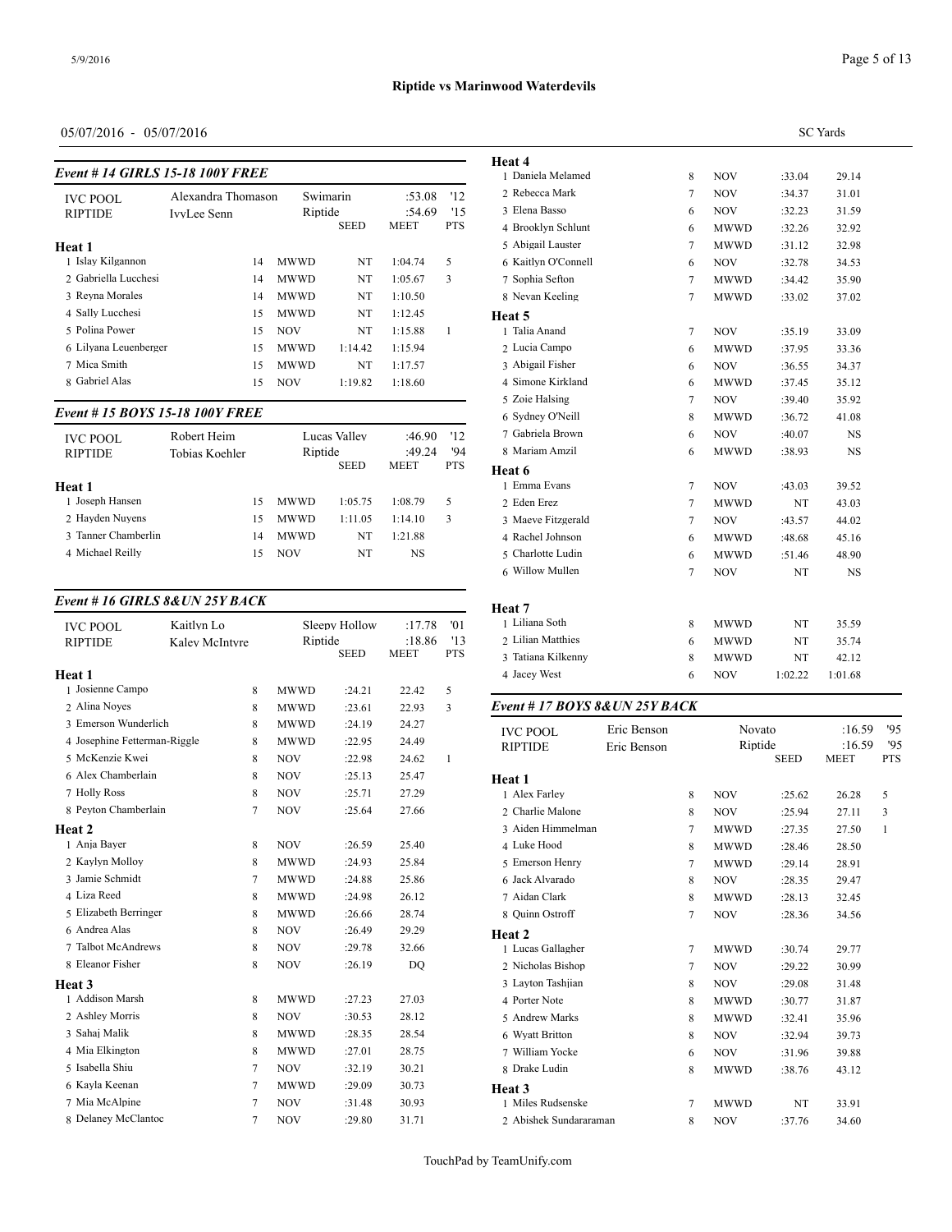## Riptide vs Marinwood Waterdevils

05/07/2016 - 05/07/2016

SC Yards

### Event # 14 GIRLS 15-18 100Y FREE

| | | | | | |
|---|---|---|---|---|---|
| IVC POOL | Alexandra Thomason | Swimarin | :53.08 | '12 | |
| RIPTIDE | IvyLee Senn | Riptide | :54.69 | '15 | |
| | | | SEED | MEET | PTS |

**Heat 1**

| | Name | Age | Team | Seed | Time | Pts |
|---|---|---|---|---|---|---|
| 1 | Islay Kilgannon | 14 | MWWD | NT | 1:04.74 | 5 |
| 2 | Gabriella Lucchesi | 14 | MWWD | NT | 1:05.67 | 3 |
| 3 | Reyna Morales | 14 | MWWD | NT | 1:10.50 | |
| 4 | Sally Lucchesi | 15 | MWWD | NT | 1:12.45 | |
| 5 | Polina Power | 15 | NOV | NT | 1:15.88 | 1 |
| 6 | Lilyana Leuenberger | 15 | MWWD | 1:14.42 | 1:15.94 | |
| 7 | Mica Smith | 15 | MWWD | NT | 1:17.57 | |
| 8 | Gabriel Alas | 15 | NOV | 1:19.82 | 1:18.60 | |

### Event # 15 BOYS 15-18 100Y FREE

| | | | | | |
|---|---|---|---|---|---|
| IVC POOL | Robert Heim | Lucas Valley | :46.90 | '12 | |
| RIPTIDE | Tobias Koehler | Riptide | :49.24 | '94 | |
| | | | SEED | MEET | PTS |

**Heat 1**

| | Name | Age | Team | Seed | Time | Pts |
|---|---|---|---|---|---|---|
| 1 | Joseph Hansen | 15 | MWWD | 1:05.75 | 1:08.79 | 5 |
| 2 | Hayden Nuyens | 15 | MWWD | 1:11.05 | 1:14.10 | 3 |
| 3 | Tanner Chamberlin | 14 | MWWD | NT | 1:21.88 | |
| 4 | Michael Reilly | 15 | NOV | NT | NS | |

### Event # 16 GIRLS 8&UN 25Y BACK

| | | | | | |
|---|---|---|---|---|---|
| IVC POOL | Kaitlyn Lo | Sleepy Hollow | :17.78 | '01 | |
| RIPTIDE | Kaley McIntyre | Riptide | :18.86 | '13 | |
| | | | SEED | MEET | PTS |

**Heat 1**

| | Name | Age | Team | Seed | Time | Pts |
|---|---|---|---|---|---|---|
| 1 | Josienne Campo | 8 | MWWD | :24.21 | 22.42 | 5 |
| 2 | Alina Noyes | 8 | MWWD | :23.61 | 22.93 | 3 |
| 3 | Emerson Wunderlich | 8 | MWWD | :24.19 | 24.27 | |
| 4 | Josephine Fetterman-Riggle | 8 | MWWD | :22.95 | 24.49 | |
| 5 | McKenzie Kwei | 8 | NOV | :22.98 | 24.62 | 1 |
| 6 | Alex Chamberlain | 8 | NOV | :25.13 | 25.47 | |
| 7 | Holly Ross | 8 | NOV | :25.71 | 27.29 | |
| 8 | Peyton Chamberlain | 7 | NOV | :25.64 | 27.66 | |

**Heat 2**

| | Name | Age | Team | Seed | Time |
|---|---|---|---|---|---|
| 1 | Anja Bayer | 8 | NOV | :26.59 | 25.40 |
| 2 | Kaylyn Molloy | 8 | MWWD | :24.93 | 25.84 |
| 3 | Jamie Schmidt | 7 | MWWD | :24.88 | 25.86 |
| 4 | Liza Reed | 8 | MWWD | :24.98 | 26.12 |
| 5 | Elizabeth Berringer | 8 | MWWD | :26.66 | 28.74 |
| 6 | Andrea Alas | 8 | NOV | :26.49 | 29.29 |
| 7 | Talbot McAndrews | 8 | NOV | :29.78 | 32.66 |
| 8 | Eleanor Fisher | 8 | NOV | :26.19 | DQ |

**Heat 3**

| | Name | Age | Team | Seed | Time |
|---|---|---|---|---|---|
| 1 | Addison Marsh | 8 | MWWD | :27.23 | 27.03 |
| 2 | Ashley Morris | 8 | NOV | :30.53 | 28.12 |
| 3 | Sahaj Malik | 8 | MWWD | :28.35 | 28.54 |
| 4 | Mia Elkington | 8 | MWWD | :27.01 | 28.75 |
| 5 | Isabella Shiu | 7 | NOV | :32.19 | 30.21 |
| 6 | Kayla Keenan | 7 | MWWD | :29.09 | 30.73 |
| 7 | Mia McAlpine | 7 | NOV | :31.48 | 30.93 |
| 8 | Delaney McClantoc | 7 | NOV | :29.80 | 31.71 |

**Heat 4**

| | Name | Age | Team | Seed | Time |
|---|---|---|---|---|---|
| 1 | Daniela Melamed | 8 | NOV | :33.04 | 29.14 |
| 2 | Rebecca Mark | 7 | NOV | :34.37 | 31.01 |
| 3 | Elena Basso | 6 | NOV | :32.23 | 31.59 |
| 4 | Brooklyn Schlunt | 6 | MWWD | :32.26 | 32.92 |
| 5 | Abigail Lauster | 7 | MWWD | :31.12 | 32.98 |
| 6 | Kaitlyn O'Connell | 6 | NOV | :32.78 | 34.53 |
| 7 | Sophia Sefton | 7 | MWWD | :34.42 | 35.90 |
| 8 | Nevan Keeling | 7 | MWWD | :33.02 | 37.02 |

**Heat 5**

| | Name | Age | Team | Seed | Time |
|---|---|---|---|---|---|
| 1 | Talia Anand | 7 | NOV | :35.19 | 33.09 |
| 2 | Lucia Campo | 6 | MWWD | :37.95 | 33.36 |
| 3 | Abigail Fisher | 6 | NOV | :36.55 | 34.37 |
| 4 | Simone Kirkland | 6 | MWWD | :37.45 | 35.12 |
| 5 | Zoie Halsing | 7 | NOV | :39.40 | 35.92 |
| 6 | Sydney O'Neill | 8 | MWWD | :36.72 | 41.08 |
| 7 | Gabriela Brown | 6 | NOV | :40.07 | NS |
| 8 | Mariam Amzil | 6 | MWWD | :38.93 | NS |

**Heat 6**

| | Name | Age | Team | Seed | Time |
|---|---|---|---|---|---|
| 1 | Emma Evans | 7 | NOV | :43.03 | 39.52 |
| 2 | Eden Erez | 7 | MWWD | NT | 43.03 |
| 3 | Maeve Fitzgerald | 7 | NOV | :43.57 | 44.02 |
| 4 | Rachel Johnson | 6 | MWWD | :48.68 | 45.16 |
| 5 | Charlotte Ludin | 6 | MWWD | :51.46 | 48.90 |
| 6 | Willow Mullen | 7 | NOV | NT | NS |

**Heat 7**

| | Name | Age | Team | Seed | Time |
|---|---|---|---|---|---|
| 1 | Liliana Soth | 8 | MWWD | NT | 35.59 |
| 2 | Lilian Matthies | 6 | MWWD | NT | 35.74 |
| 3 | Tatiana Kilkenny | 8 | MWWD | NT | 42.12 |
| 4 | Jacey West | 6 | NOV | 1:02.22 | 1:01.68 |

### Event # 17 BOYS 8&UN 25Y BACK

| | | | | | |
|---|---|---|---|---|---|
| IVC POOL | Eric Benson | Novato | :16.59 | '95 | |
| RIPTIDE | Eric Benson | Riptide | :16.59 | '95 | |
| | | | SEED | MEET | PTS |

**Heat 1**

| | Name | Age | Team | Seed | Time | Pts |
|---|---|---|---|---|---|---|
| 1 | Alex Farley | 8 | NOV | :25.62 | 26.28 | 5 |
| 2 | Charlie Malone | 8 | NOV | :25.94 | 27.11 | 3 |
| 3 | Aiden Himmelman | 7 | MWWD | :27.35 | 27.50 | 1 |
| 4 | Luke Hood | 8 | MWWD | :28.46 | 28.50 | |
| 5 | Emerson Henry | 7 | MWWD | :29.14 | 28.91 | |
| 6 | Jack Alvarado | 8 | NOV | :28.35 | 29.47 | |
| 7 | Aidan Clark | 8 | MWWD | :28.13 | 32.45 | |
| 8 | Quinn Ostroff | 7 | NOV | :28.36 | 34.56 | |

**Heat 2**

| | Name | Age | Team | Seed | Time |
|---|---|---|---|---|---|
| 1 | Lucas Gallagher | 7 | MWWD | :30.74 | 29.77 |
| 2 | Nicholas Bishop | 7 | NOV | :29.22 | 30.99 |
| 3 | Layton Tashjian | 8 | NOV | :29.08 | 31.48 |
| 4 | Porter Note | 8 | MWWD | :30.77 | 31.87 |
| 5 | Andrew Marks | 8 | MWWD | :32.41 | 35.96 |
| 6 | Wyatt Britton | 8 | NOV | :32.94 | 39.73 |
| 7 | William Yocke | 6 | NOV | :31.96 | 39.88 |
| 8 | Drake Ludin | 8 | MWWD | :38.76 | 43.12 |

**Heat 3**

| | Name | Age | Team | Seed | Time |
|---|---|---|---|---|---|
| 1 | Miles Rudsenske | 7 | MWWD | NT | 33.91 |
| 2 | Abishek Sundararaman | 8 | NOV | :37.76 | 34.60 |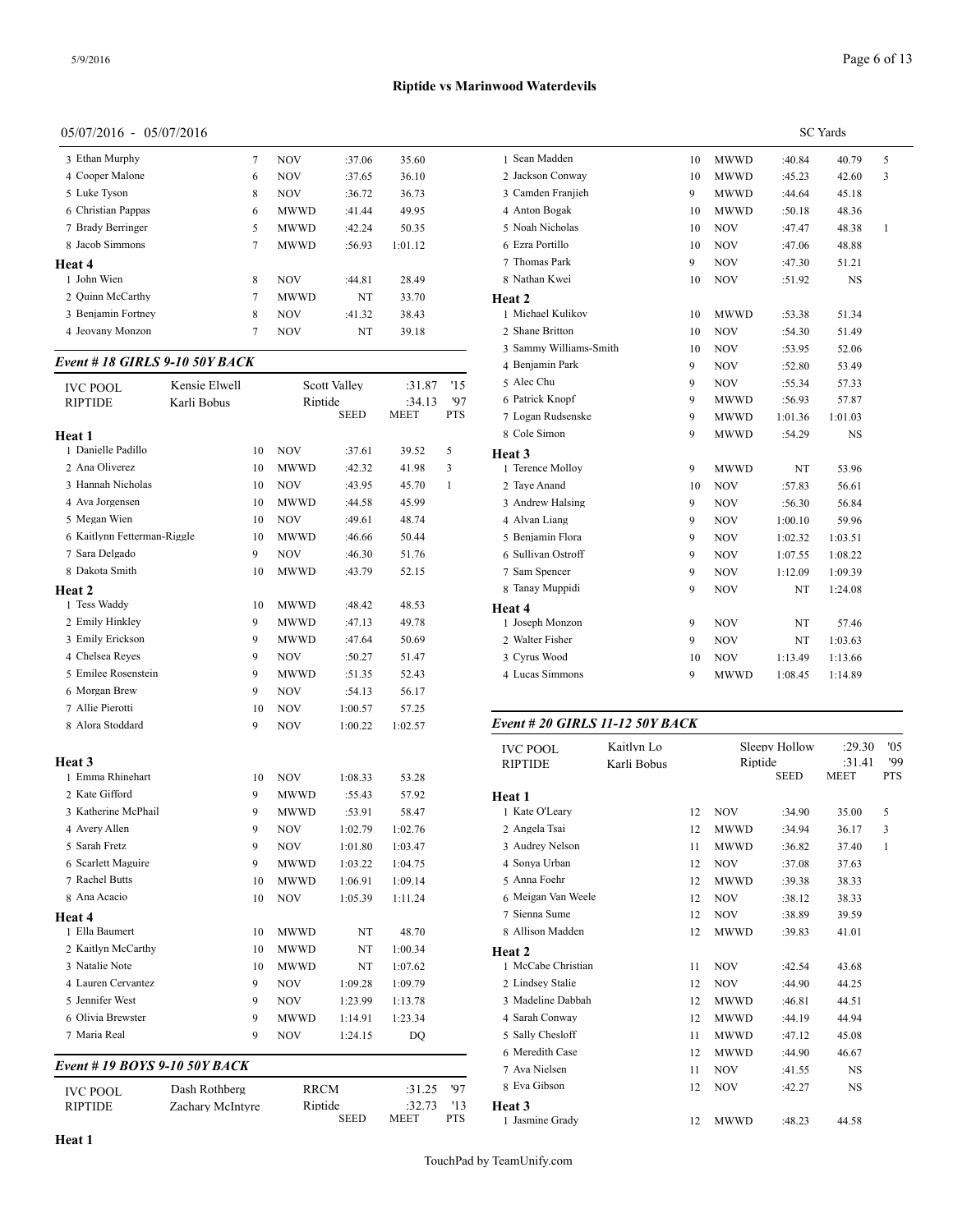## Riptide vs Marinwood Waterdevils

05/07/2016 - 05/07/2016 — SC Yards

| Name | Age | Team | Seed | Time | Pts |
|---|---|---|---|---|---|
| 3 Ethan Murphy | 7 | NOV | :37.06 | 35.60 | |
| 4 Cooper Malone | 6 | NOV | :37.65 | 36.10 | |
| 5 Luke Tyson | 8 | NOV | :36.72 | 36.73 | |
| 6 Christian Pappas | 6 | MWWD | :41.44 | 49.95 | |
| 7 Brady Berringer | 5 | MWWD | :42.24 | 50.35 | |
| 8 Jacob Simmons | 7 | MWWD | :56.93 | 1:01.12 | |
| **Heat 4** | | | | | |
| 1 John Wien | 8 | NOV | :44.81 | 28.49 | |
| 2 Quinn McCarthy | 7 | MWWD | NT | 33.70 | |
| 3 Benjamin Fortney | 8 | NOV | :41.32 | 38.43 | |
| 4 Jeovany Monzon | 7 | NOV | NT | 39.18 | |

### *Event # 18 GIRLS 9-10 50Y BACK*

| | | | | | |
|---|---|---|---|---|---|
| IVC POOL | Kensie Elwell | | Scott Valley | :31.87 | '15 |
| RIPTIDE | Karli Bobus | | Riptide | :34.13 | '97 |
| | | | SEED | MEET | PTS |
| **Heat 1** | | | | | |
| 1 Danielle Padillo | 10 | NOV | :37.61 | 39.52 | 5 |
| 2 Ana Oliverez | 10 | MWWD | :42.32 | 41.98 | 3 |
| 3 Hannah Nicholas | 10 | NOV | :43.95 | 45.70 | 1 |
| 4 Ava Jorgensen | 10 | MWWD | :44.58 | 45.99 | |
| 5 Megan Wien | 10 | NOV | :49.61 | 48.74 | |
| 6 Kaitlynn Fetterman-Riggle | 10 | MWWD | :46.66 | 50.44 | |
| 7 Sara Delgado | 9 | NOV | :46.30 | 51.76 | |
| 8 Dakota Smith | 10 | MWWD | :43.79 | 52.15 | |
| **Heat 2** | | | | | |
| 1 Tess Waddy | 10 | MWWD | :48.42 | 48.53 | |
| 2 Emily Hinkley | 9 | MWWD | :47.13 | 49.78 | |
| 3 Emily Erickson | 9 | MWWD | :47.64 | 50.69 | |
| 4 Chelsea Reyes | 9 | NOV | :50.27 | 51.47 | |
| 5 Emilee Rosenstein | 9 | MWWD | :51.35 | 52.43 | |
| 6 Morgan Brew | 9 | NOV | :54.13 | 56.17 | |
| 7 Allie Pierotti | 10 | NOV | 1:00.57 | 57.25 | |
| 8 Alora Stoddard | 9 | NOV | 1:00.22 | 1:02.57 | |
| **Heat 3** | | | | | |
| 1 Emma Rhinehart | 10 | NOV | 1:08.33 | 53.28 | |
| 2 Kate Gifford | 9 | MWWD | :55.43 | 57.92 | |
| 3 Katherine McPhail | 9 | MWWD | :53.91 | 58.47 | |
| 4 Avery Allen | 9 | NOV | 1:02.79 | 1:02.76 | |
| 5 Sarah Fretz | 9 | NOV | 1:01.80 | 1:03.47 | |
| 6 Scarlett Maguire | 9 | MWWD | 1:03.22 | 1:04.75 | |
| 7 Rachel Butts | 10 | MWWD | 1:06.91 | 1:09.14 | |
| 8 Ana Acacio | 10 | NOV | 1:05.39 | 1:11.24 | |
| **Heat 4** | | | | | |
| 1 Ella Baumert | 10 | MWWD | NT | 48.70 | |
| 2 Kaitlyn McCarthy | 10 | MWWD | NT | 1:00.34 | |
| 3 Natalie Note | 10 | MWWD | NT | 1:07.62 | |
| 4 Lauren Cervantez | 9 | NOV | 1:09.28 | 1:09.79 | |
| 5 Jennifer West | 9 | NOV | 1:23.99 | 1:13.78 | |
| 6 Olivia Brewster | 9 | MWWD | 1:14.91 | 1:23.34 | |
| 7 Maria Real | 9 | NOV | 1:24.15 | DQ | |

### *Event # 19 BOYS 9-10 50Y BACK*

| | | | | | |
|---|---|---|---|---|---|
| IVC POOL | Dash Rothberg | | RRCM | :31.25 | '97 |
| RIPTIDE | Zachary McIntyre | | Riptide | :32.73 | '13 |
| | | | SEED | MEET | PTS |
| **Heat 1** | | | | | |
| 1 Sean Madden | 10 | MWWD | :40.84 | 40.79 | 5 |
| 2 Jackson Conway | 10 | MWWD | :45.23 | 42.60 | 3 |
| 3 Camden Franjieh | 9 | MWWD | :44.64 | 45.18 | |
| 4 Anton Bogak | 10 | MWWD | :50.18 | 48.36 | |
| 5 Noah Nicholas | 10 | NOV | :47.47 | 48.38 | 1 |
| 6 Ezra Portillo | 10 | NOV | :47.06 | 48.88 | |
| 7 Thomas Park | 9 | NOV | :47.30 | 51.21 | |
| 8 Nathan Kwei | 10 | NOV | :51.92 | NS | |
| **Heat 2** | | | | | |
| 1 Michael Kulikov | 10 | MWWD | :53.38 | 51.34 | |
| 2 Shane Britton | 10 | NOV | :54.30 | 51.49 | |
| 3 Sammy Williams-Smith | 10 | NOV | :53.95 | 52.06 | |
| 4 Benjamin Park | 9 | NOV | :52.80 | 53.49 | |
| 5 Alec Chu | 9 | NOV | :55.34 | 57.33 | |
| 6 Patrick Knopf | 9 | MWWD | :56.93 | 57.87 | |
| 7 Logan Rudsenske | 9 | MWWD | 1:01.36 | 1:01.03 | |
| 8 Cole Simon | 9 | MWWD | :54.29 | NS | |
| **Heat 3** | | | | | |
| 1 Terence Molloy | 9 | MWWD | NT | 53.96 | |
| 2 Taye Anand | 10 | NOV | :57.83 | 56.61 | |
| 3 Andrew Halsing | 9 | NOV | :56.30 | 56.84 | |
| 4 Alvan Liang | 9 | NOV | 1:00.10 | 59.96 | |
| 5 Benjamin Flora | 9 | NOV | 1:02.32 | 1:03.51 | |
| 6 Sullivan Ostroff | 9 | NOV | 1:07.55 | 1:08.22 | |
| 7 Sam Spencer | 9 | NOV | 1:12.09 | 1:09.39 | |
| 8 Tanay Muppidi | 9 | NOV | NT | 1:24.08 | |
| **Heat 4** | | | | | |
| 1 Joseph Monzon | 9 | NOV | NT | 57.46 | |
| 2 Walter Fisher | 9 | NOV | NT | 1:03.63 | |
| 3 Cyrus Wood | 10 | NOV | 1:13.49 | 1:13.66 | |
| 4 Lucas Simmons | 9 | MWWD | 1:08.45 | 1:14.89 | |

### *Event # 20 GIRLS 11-12 50Y BACK*

| | | | | | |
|---|---|---|---|---|---|
| IVC POOL | Kaitlyn Lo | | Sleepy Hollow | :29.30 | '05 |
| RIPTIDE | Karli Bobus | | Riptide | :31.41 | '99 |
| | | | SEED | MEET | PTS |
| **Heat 1** | | | | | |
| 1 Kate O'Leary | 12 | NOV | :34.90 | 35.00 | 5 |
| 2 Angela Tsai | 12 | MWWD | :34.94 | 36.17 | 3 |
| 3 Audrey Nelson | 11 | MWWD | :36.82 | 37.40 | 1 |
| 4 Sonya Urban | 12 | NOV | :37.08 | 37.63 | |
| 5 Anna Foehr | 12 | MWWD | :39.38 | 38.33 | |
| 6 Meigan Van Weele | 12 | NOV | :38.12 | 38.33 | |
| 7 Sienna Sume | 12 | NOV | :38.89 | 39.59 | |
| 8 Allison Madden | 12 | MWWD | :39.83 | 41.01 | |
| **Heat 2** | | | | | |
| 1 McCabe Christian | 11 | NOV | :42.54 | 43.68 | |
| 2 Lindsey Stalie | 12 | NOV | :44.90 | 44.25 | |
| 3 Madeline Dabbah | 12 | MWWD | :46.81 | 44.51 | |
| 4 Sarah Conway | 12 | MWWD | :44.19 | 44.94 | |
| 5 Sally Chesloff | 11 | MWWD | :47.12 | 45.08 | |
| 6 Meredith Case | 12 | MWWD | :44.90 | 46.67 | |
| 7 Ava Nielsen | 11 | NOV | :41.55 | NS | |
| 8 Eva Gibson | 12 | NOV | :42.27 | NS | |
| **Heat 3** | | | | | |
| 1 Jasmine Grady | 12 | MWWD | :48.23 | 44.58 | |

TouchPad by TeamUnify.com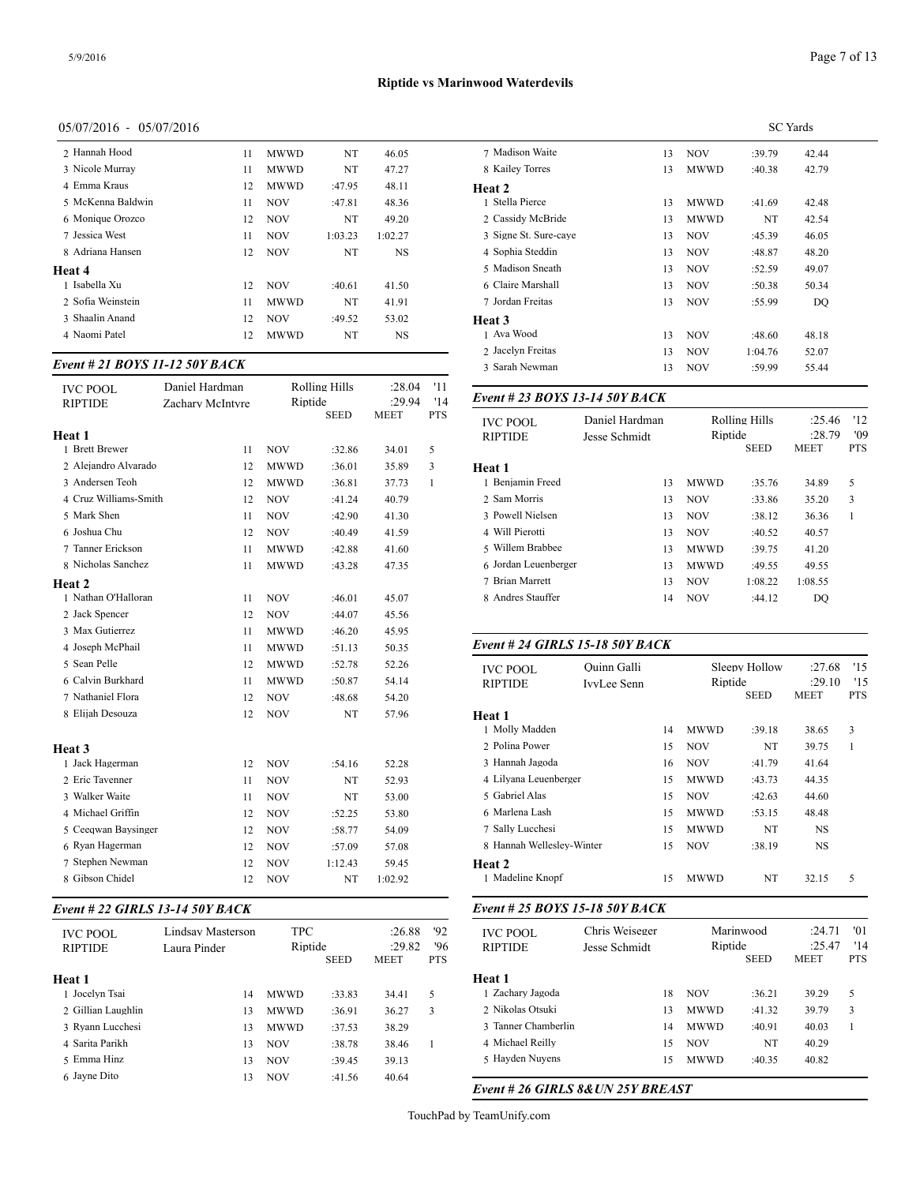# Riptide vs Marinwood Waterdevils

05/07/2016 - 05/07/2016

SC Yards

| | Age | Team | Seed | Meet | Pts |
|---|---|---|---|---|---|
| 2 Hannah Hood | 11 | MWWD | NT | 46.05 | |
| 3 Nicole Murray | 11 | MWWD | NT | 47.27 | |
| 4 Emma Kraus | 12 | MWWD | :47.95 | 48.11 | |
| 5 McKenna Baldwin | 11 | NOV | :47.81 | 48.36 | |
| 6 Monique Orozco | 12 | NOV | NT | 49.20 | |
| 7 Jessica West | 11 | NOV | 1:03.23 | 1:02.27 | |
| 8 Adriana Hansen | 12 | NOV | NT | NS | |
| **Heat 4** | | | | | |
| 1 Isabella Xu | 12 | NOV | :40.61 | 41.50 | |
| 2 Sofia Weinstein | 11 | MWWD | NT | 41.91 | |
| 3 Shaalin Anand | 12 | NOV | :49.52 | 53.02 | |
| 4 Naomi Patel | 12 | MWWD | NT | NS | |

### *Event # 21 BOYS 11-12 50Y BACK*

| IVC POOL | Daniel Hardman | | Rolling Hills | :28.04 | '11 |
|---|---|---|---|---|---|
| RIPTIDE | Zachary McIntyre | | Riptide | :29.94 | '14 |
| | | | SEED | MEET | PTS |
| **Heat 1** | | | | | |
| 1 Brett Brewer | 11 | NOV | :32.86 | 34.01 | 5 |
| 2 Alejandro Alvarado | 12 | MWWD | :36.01 | 35.89 | 3 |
| 3 Andersen Teoh | 12 | MWWD | :36.81 | 37.73 | 1 |
| 4 Cruz Williams-Smith | 12 | NOV | :41.24 | 40.79 | |
| 5 Mark Shen | 11 | NOV | :42.90 | 41.30 | |
| 6 Joshua Chu | 12 | NOV | :40.49 | 41.59 | |
| 7 Tanner Erickson | 11 | MWWD | :42.88 | 41.60 | |
| 8 Nicholas Sanchez | 11 | MWWD | :43.28 | 47.35 | |
| **Heat 2** | | | | | |
| 1 Nathan O'Halloran | 11 | NOV | :46.01 | 45.07 | |
| 2 Jack Spencer | 12 | NOV | :44.07 | 45.56 | |
| 3 Max Gutierrez | 11 | MWWD | :46.20 | 45.95 | |
| 4 Joseph McPhail | 11 | MWWD | :51.13 | 50.35 | |
| 5 Sean Pelle | 12 | MWWD | :52.78 | 52.26 | |
| 6 Calvin Burkhard | 11 | MWWD | :50.87 | 54.14 | |
| 7 Nathaniel Flora | 12 | NOV | :48.68 | 54.20 | |
| 8 Elijah Desouza | 12 | NOV | NT | 57.96 | |
| **Heat 3** | | | | | |
| 1 Jack Hagerman | 12 | NOV | :54.16 | 52.28 | |
| 2 Eric Tavenner | 11 | NOV | NT | 52.93 | |
| 3 Walker Waite | 11 | NOV | NT | 53.00 | |
| 4 Michael Griffin | 12 | NOV | :52.25 | 53.80 | |
| 5 Ceeqwan Baysinger | 12 | NOV | :58.77 | 54.09 | |
| 6 Ryan Hagerman | 12 | NOV | :57.09 | 57.08 | |
| 7 Stephen Newman | 12 | NOV | 1:12.43 | 59.45 | |
| 8 Gibson Chidel | 12 | NOV | NT | 1:02.92 | |

### *Event # 22 GIRLS 13-14 50Y BACK*

| IVC POOL | Lindsay Masterson | | TPC | :26.88 | '92 |
|---|---|---|---|---|---|
| RIPTIDE | Laura Pinder | | Riptide | :29.82 | '96 |
| | | | SEED | MEET | PTS |
| **Heat 1** | | | | | |
| 1 Jocelyn Tsai | 14 | MWWD | :33.83 | 34.41 | 5 |
| 2 Gillian Laughlin | 13 | MWWD | :36.91 | 36.27 | 3 |
| 3 Ryann Lucchesi | 13 | MWWD | :37.53 | 38.29 | |
| 4 Sarita Parikh | 13 | NOV | :38.78 | 38.46 | 1 |
| 5 Emma Hinz | 13 | NOV | :39.45 | 39.13 | |
| 6 Jayne Dito | 13 | NOV | :41.56 | 40.64 | |
| 7 Madison Waite | 13 | NOV | :39.79 | 42.44 | |
| 8 Kailey Torres | 13 | MWWD | :40.38 | 42.79 | |
| **Heat 2** | | | | | |
| 1 Stella Pierce | 13 | MWWD | :41.69 | 42.48 | |
| 2 Cassidy McBride | 13 | MWWD | NT | 42.54 | |
| 3 Signe St. Sure-caye | 13 | NOV | :45.39 | 46.05 | |
| 4 Sophia Steddin | 13 | NOV | :48.87 | 48.20 | |
| 5 Madison Sneath | 13 | NOV | :52.59 | 49.07 | |
| 6 Claire Marshall | 13 | NOV | :50.38 | 50.34 | |
| 7 Jordan Freitas | 13 | NOV | :55.99 | DQ | |
| **Heat 3** | | | | | |
| 1 Ava Wood | 13 | NOV | :48.60 | 48.18 | |
| 2 Jacelyn Freitas | 13 | NOV | 1:04.76 | 52.07 | |
| 3 Sarah Newman | 13 | NOV | :59.99 | 55.44 | |

### *Event # 23 BOYS 13-14 50Y BACK*

| IVC POOL | Daniel Hardman | | Rolling Hills | :25.46 | '12 |
|---|---|---|---|---|---|
| RIPTIDE | Jesse Schmidt | | Riptide | :28.79 | '09 |
| | | | SEED | MEET | PTS |
| **Heat 1** | | | | | |
| 1 Benjamin Freed | 13 | MWWD | :35.76 | 34.89 | 5 |
| 2 Sam Morris | 13 | NOV | :33.86 | 35.20 | 3 |
| 3 Powell Nielsen | 13 | NOV | :38.12 | 36.36 | 1 |
| 4 Will Pierotti | 13 | NOV | :40.52 | 40.57 | |
| 5 Willem Brabbee | 13 | MWWD | :39.75 | 41.20 | |
| 6 Jordan Leuenberger | 13 | MWWD | :49.55 | 49.55 | |
| 7 Brian Marrett | 13 | NOV | 1:08.22 | 1:08.55 | |
| 8 Andres Stauffer | 14 | NOV | :44.12 | DQ | |

### *Event # 24 GIRLS 15-18 50Y BACK*

| IVC POOL | Quinn Galli | | Sleepy Hollow | :27.68 | '15 |
|---|---|---|---|---|---|
| RIPTIDE | IvyLee Senn | | Riptide | :29.10 | '15 |
| | | | SEED | MEET | PTS |
| **Heat 1** | | | | | |
| 1 Molly Madden | 14 | MWWD | :39.18 | 38.65 | 3 |
| 2 Polina Power | 15 | NOV | NT | 39.75 | 1 |
| 3 Hannah Jagoda | 16 | NOV | :41.79 | 41.64 | |
| 4 Lilyana Leuenberger | 15 | MWWD | :43.73 | 44.35 | |
| 5 Gabriel Alas | 15 | NOV | :42.63 | 44.60 | |
| 6 Marlena Lash | 15 | MWWD | :53.15 | 48.48 | |
| 7 Sally Lucchesi | 15 | MWWD | NT | NS | |
| 8 Hannah Wellesley-Winter | 15 | NOV | :38.19 | NS | |
| **Heat 2** | | | | | |
| 1 Madeline Knopf | 15 | MWWD | NT | 32.15 | 5 |

### *Event # 25 BOYS 15-18 50Y BACK*

| IVC POOL | Chris Weiseger | | Marinwood | :24.71 | '01 |
|---|---|---|---|---|---|
| RIPTIDE | Jesse Schmidt | | Riptide | :25.47 | '14 |
| | | | SEED | MEET | PTS |
| **Heat 1** | | | | | |
| 1 Zachary Jagoda | 18 | NOV | :36.21 | 39.29 | 5 |
| 2 Nikolas Otsuki | 13 | MWWD | :41.32 | 39.79 | 3 |
| 3 Tanner Chamberlin | 14 | MWWD | :40.91 | 40.03 | 1 |
| 4 Michael Reilly | 15 | NOV | NT | 40.29 | |
| 5 Hayden Nuyens | 15 | MWWD | :40.35 | 40.82 | |

### *Event # 26 GIRLS 8&UN 25Y BREAST*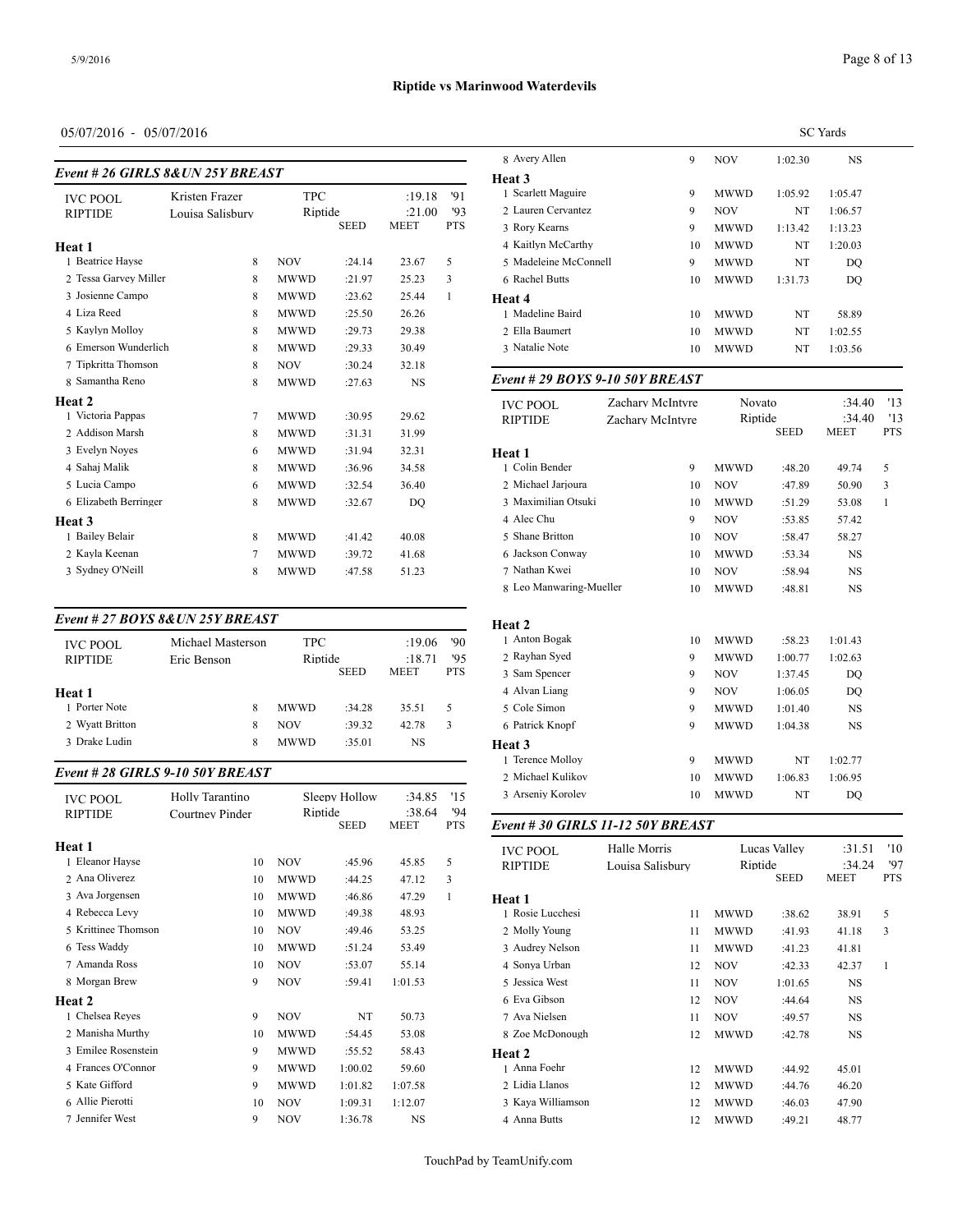## Riptide vs Marinwood Waterdevils

05/07/2016 - 05/07/2016

SC Yards

### Event # 26 GIRLS 8&UN 25Y BREAST

| | | | | | |
|---|---|---|---|---|---|
| IVC POOL | Kristen Frazer | TPC | | :19.18 | '91 |
| RIPTIDE | Louisa Salisbury | Riptide | | :21.00 | '93 |
| | | | SEED | MEET | PTS |

| Place | Name | Age | Team | Seed | Time | Pts |
|---|---|---|---|---|---|---|
| **Heat 1** | | | | | | |
| 1 | Beatrice Hayse | 8 | NOV | :24.14 | 23.67 | 5 |
| 2 | Tessa Garvey Miller | 8 | MWWD | :21.97 | 25.23 | 3 |
| 3 | Josienne Campo | 8 | MWWD | :23.62 | 25.44 | 1 |
| 4 | Liza Reed | 8 | MWWD | :25.50 | 26.26 | |
| 5 | Kaylyn Molloy | 8 | MWWD | :29.73 | 29.38 | |
| 6 | Emerson Wunderlich | 8 | MWWD | :29.33 | 30.49 | |
| 7 | Tipkritta Thomson | 8 | NOV | :30.24 | 32.18 | |
| 8 | Samantha Reno | 8 | MWWD | :27.63 | NS | |
| **Heat 2** | | | | | | |
| 1 | Victoria Pappas | 7 | MWWD | :30.95 | 29.62 | |
| 2 | Addison Marsh | 8 | MWWD | :31.31 | 31.99 | |
| 3 | Evelyn Noyes | 6 | MWWD | :31.94 | 32.31 | |
| 4 | Sahaj Malik | 8 | MWWD | :36.96 | 34.58 | |
| 5 | Lucia Campo | 6 | MWWD | :32.54 | 36.40 | |
| 6 | Elizabeth Berringer | 8 | MWWD | :32.67 | DQ | |
| **Heat 3** | | | | | | |
| 1 | Bailey Belair | 8 | MWWD | :41.42 | 40.08 | |
| 2 | Kayla Keenan | 7 | MWWD | :39.72 | 41.68 | |
| 3 | Sydney O'Neill | 8 | MWWD | :47.58 | 51.23 | |

### Event # 27 BOYS 8&UN 25Y BREAST

| | | | | | |
|---|---|---|---|---|---|
| IVC POOL | Michael Masterson | TPC | | :19.06 | '90 |
| RIPTIDE | Eric Benson | Riptide | | :18.71 | '95 |
| | | | SEED | MEET | PTS |

| Place | Name | Age | Team | Seed | Time | Pts |
|---|---|---|---|---|---|---|
| **Heat 1** | | | | | | |
| 1 | Porter Note | 8 | MWWD | :34.28 | 35.51 | 5 |
| 2 | Wyatt Britton | 8 | NOV | :39.32 | 42.78 | 3 |
| 3 | Drake Ludin | 8 | MWWD | :35.01 | NS | |

### Event # 28 GIRLS 9-10 50Y BREAST

| | | | | | |
|---|---|---|---|---|---|
| IVC POOL | Holly Tarantino | Sleepy Hollow | | :34.85 | '15 |
| RIPTIDE | Courtney Pinder | Riptide | | :38.64 | '94 |
| | | | SEED | MEET | PTS |

| Place | Name | Age | Team | Seed | Time | Pts |
|---|---|---|---|---|---|---|
| **Heat 1** | | | | | | |
| 1 | Eleanor Hayse | 10 | NOV | :45.96 | 45.85 | 5 |
| 2 | Ana Oliverez | 10 | MWWD | :44.25 | 47.12 | 3 |
| 3 | Ava Jorgensen | 10 | MWWD | :46.86 | 47.29 | 1 |
| 4 | Rebecca Levy | 10 | MWWD | :49.38 | 48.93 | |
| 5 | Krittinee Thomson | 10 | NOV | :49.46 | 53.25 | |
| 6 | Tess Waddy | 10 | MWWD | :51.24 | 53.49 | |
| 7 | Amanda Ross | 10 | NOV | :53.07 | 55.14 | |
| 8 | Morgan Brew | 9 | NOV | :59.41 | 1:01.53 | |
| **Heat 2** | | | | | | |
| 1 | Chelsea Reyes | 9 | NOV | NT | 50.73 | |
| 2 | Manisha Murthy | 10 | MWWD | :54.45 | 53.08 | |
| 3 | Emilee Rosenstein | 9 | MWWD | :55.52 | 58.43 | |
| 4 | Frances O'Connor | 9 | MWWD | 1:00.02 | 59.60 | |
| 5 | Kate Gifford | 9 | MWWD | 1:01.82 | 1:07.58 | |
| 6 | Allie Pierotti | 10 | NOV | 1:09.31 | 1:12.07 | |
| 7 | Jennifer West | 9 | NOV | 1:36.78 | NS | |
| 8 | Avery Allen | 9 | NOV | 1:02.30 | NS | |
| **Heat 3** | | | | | | |
| 1 | Scarlett Maguire | 9 | MWWD | 1:05.92 | 1:05.47 | |
| 2 | Lauren Cervantez | 9 | NOV | NT | 1:06.57 | |
| 3 | Rory Kearns | 9 | MWWD | 1:13.42 | 1:13.23 | |
| 4 | Kaitlyn McCarthy | 10 | MWWD | NT | 1:20.03 | |
| 5 | Madeleine McConnell | 9 | MWWD | NT | DQ | |
| 6 | Rachel Butts | 10 | MWWD | 1:31.73 | DQ | |
| **Heat 4** | | | | | | |
| 1 | Madeline Baird | 10 | MWWD | NT | 58.89 | |
| 2 | Ella Baumert | 10 | MWWD | NT | 1:02.55 | |
| 3 | Natalie Note | 10 | MWWD | NT | 1:03.56 | |

### Event # 29 BOYS 9-10 50Y BREAST

| | | | | | |
|---|---|---|---|---|---|
| IVC POOL | Zachary McIntyre | Novato | | :34.40 | '13 |
| RIPTIDE | Zachary McIntyre | Riptide | | :34.40 | '13 |
| | | | SEED | MEET | PTS |

| Place | Name | Age | Team | Seed | Time | Pts |
|---|---|---|---|---|---|---|
| **Heat 1** | | | | | | |
| 1 | Colin Bender | 9 | MWWD | :48.20 | 49.74 | 5 |
| 2 | Michael Jarjoura | 10 | NOV | :47.89 | 50.90 | 3 |
| 3 | Maximilian Otsuki | 10 | MWWD | :51.29 | 53.08 | 1 |
| 4 | Alec Chu | 9 | NOV | :53.85 | 57.42 | |
| 5 | Shane Britton | 10 | NOV | :58.47 | 58.27 | |
| 6 | Jackson Conway | 10 | MWWD | :53.34 | NS | |
| 7 | Nathan Kwei | 10 | NOV | :58.94 | NS | |
| 8 | Leo Manwaring-Mueller | 10 | MWWD | :48.81 | NS | |
| **Heat 2** | | | | | | |
| 1 | Anton Bogak | 10 | MWWD | :58.23 | 1:01.43 | |
| 2 | Rayhan Syed | 9 | MWWD | 1:00.77 | 1:02.63 | |
| 3 | Sam Spencer | 9 | NOV | 1:37.45 | DQ | |
| 4 | Alvan Liang | 9 | NOV | 1:06.05 | DQ | |
| 5 | Cole Simon | 9 | MWWD | 1:01.40 | NS | |
| 6 | Patrick Knopf | 9 | MWWD | 1:04.38 | NS | |
| **Heat 3** | | | | | | |
| 1 | Terence Molloy | 9 | MWWD | NT | 1:02.77 | |
| 2 | Michael Kulikov | 10 | MWWD | 1:06.83 | 1:06.95 | |
| 3 | Arseniy Korolev | 10 | MWWD | NT | DQ | |

### Event # 30 GIRLS 11-12 50Y BREAST

| | | | | | |
|---|---|---|---|---|---|
| IVC POOL | Halle Morris | Lucas Valley | | :31.51 | '10 |
| RIPTIDE | Louisa Salisbury | Riptide | | :34.24 | '97 |
| | | | SEED | MEET | PTS |

| Place | Name | Age | Team | Seed | Time | Pts |
|---|---|---|---|---|---|---|
| **Heat 1** | | | | | | |
| 1 | Rosie Lucchesi | 11 | MWWD | :38.62 | 38.91 | 5 |
| 2 | Molly Young | 11 | MWWD | :41.93 | 41.18 | 3 |
| 3 | Audrey Nelson | 11 | MWWD | :41.23 | 41.81 | |
| 4 | Sonya Urban | 12 | NOV | :42.33 | 42.37 | 1 |
| 5 | Jessica West | 11 | NOV | 1:01.65 | NS | |
| 6 | Eva Gibson | 12 | NOV | :44.64 | NS | |
| 7 | Ava Nielsen | 11 | NOV | :49.57 | NS | |
| 8 | Zoe McDonough | 12 | MWWD | :42.78 | NS | |
| **Heat 2** | | | | | | |
| 1 | Anna Foehr | 12 | MWWD | :44.92 | 45.01 | |
| 2 | Lidia Llanos | 12 | MWWD | :44.76 | 46.20 | |
| 3 | Kaya Williamson | 12 | MWWD | :46.03 | 47.90 | |
| 4 | Anna Butts | 12 | MWWD | :49.21 | 48.77 | |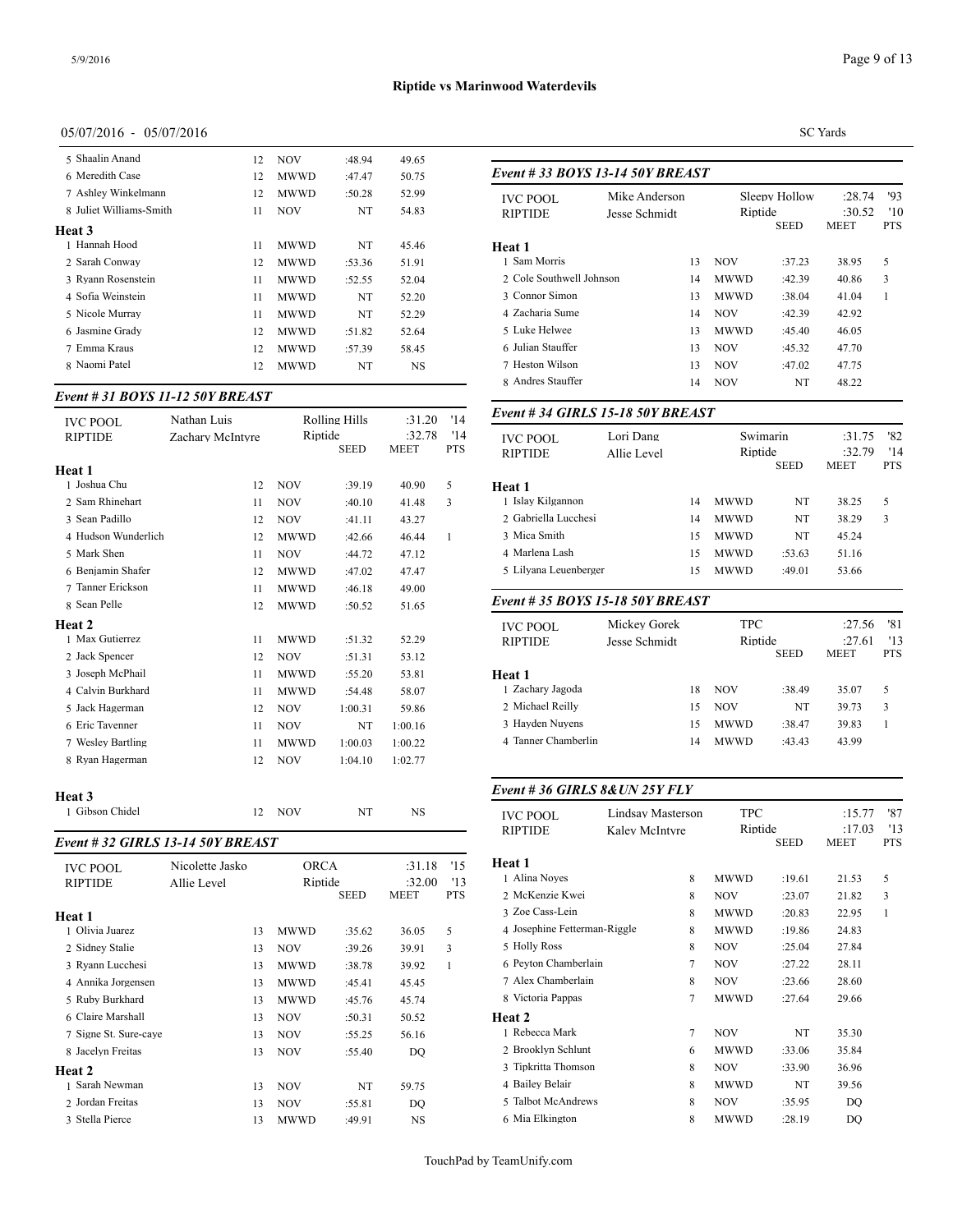**Riptide vs Marinwood Waterdevils**

05/07/2016 - 05/07/2016

SC Yards

| Name | Age | Team | Seed | Meet | Pts |
|---|---|---|---|---|---|
| 5 Shaalin Anand | 12 | NOV | :48.94 | 49.65 | |
| 6 Meredith Case | 12 | MWWD | :47.47 | 50.75 | |
| 7 Ashley Winkelmann | 12 | MWWD | :50.28 | 52.99 | |
| 8 Juliet Williams-Smith | 11 | NOV | NT | 54.83 | |
| **Heat 3** | | | | | |
| 1 Hannah Hood | 11 | MWWD | NT | 45.46 | |
| 2 Sarah Conway | 12 | MWWD | :53.36 | 51.91 | |
| 3 Ryann Rosenstein | 11 | MWWD | :52.55 | 52.04 | |
| 4 Sofia Weinstein | 11 | MWWD | NT | 52.20 | |
| 5 Nicole Murray | 11 | MWWD | NT | 52.29 | |
| 6 Jasmine Grady | 12 | MWWD | :51.82 | 52.64 | |
| 7 Emma Kraus | 12 | MWWD | :57.39 | 58.45 | |
| 8 Naomi Patel | 12 | MWWD | NT | NS | |

### *Event # 31 BOYS 11-12 50Y BREAST*

| IVC POOL | Nathan Luis | Rolling Hills | :31.20 | '14 |
|---|---|---|---|---|
| RIPTIDE | Zachary McIntyre | Riptide | :32.78 | '13 |

| Name | Age | Team | SEED | MEET | PTS |
|---|---|---|---|---|---|
| **Heat 1** | | | | | |
| 1 Joshua Chu | 12 | NOV | :39.19 | 40.90 | 5 |
| 2 Sam Rhinehart | 11 | NOV | :40.10 | 41.48 | 3 |
| 3 Sean Padillo | 12 | NOV | :41.11 | 43.27 | |
| 4 Hudson Wunderlich | 12 | MWWD | :42.66 | 46.44 | 1 |
| 5 Mark Shen | 11 | NOV | :44.72 | 47.12 | |
| 6 Benjamin Shafer | 12 | MWWD | :47.02 | 47.47 | |
| 7 Tanner Erickson | 11 | MWWD | :46.18 | 49.00 | |
| 8 Sean Pelle | 12 | MWWD | :50.52 | 51.65 | |
| **Heat 2** | | | | | |
| 1 Max Gutierrez | 11 | MWWD | :51.32 | 52.29 | |
| 2 Jack Spencer | 12 | NOV | :51.31 | 53.12 | |
| 3 Joseph McPhail | 11 | MWWD | :55.20 | 53.81 | |
| 4 Calvin Burkhard | 11 | MWWD | :54.48 | 58.07 | |
| 5 Jack Hagerman | 12 | NOV | 1:00.31 | 59.86 | |
| 6 Eric Tavenner | 11 | NOV | NT | 1:00.16 | |
| 7 Wesley Bartling | 11 | MWWD | 1:00.03 | 1:00.22 | |
| 8 Ryan Hagerman | 12 | NOV | 1:04.10 | 1:02.77 | |
| **Heat 3** | | | | | |
| 1 Gibson Chidel | 12 | NOV | NT | NS | |

### *Event # 32 GIRLS 13-14 50Y BREAST*

| IVC POOL | Nicolette Jasko | ORCA | :31.18 | '15 |
|---|---|---|---|---|
| RIPTIDE | Allie Level | Riptide | :32.00 | '13 |

| Name | Age | Team | SEED | MEET | PTS |
|---|---|---|---|---|---|
| **Heat 1** | | | | | |
| 1 Olivia Juarez | 13 | MWWD | :35.62 | 36.05 | 5 |
| 2 Sidney Stalie | 13 | NOV | :39.26 | 39.91 | 3 |
| 3 Ryann Lucchesi | 13 | MWWD | :38.78 | 39.92 | 1 |
| 4 Annika Jorgensen | 13 | MWWD | :45.41 | 45.45 | |
| 5 Ruby Burkhard | 13 | MWWD | :45.76 | 45.74 | |
| 6 Claire Marshall | 13 | NOV | :50.31 | 50.52 | |
| 7 Signe St. Sure-caye | 13 | NOV | :55.25 | 56.16 | |
| 8 Jacelyn Freitas | 13 | NOV | :55.40 | DQ | |
| **Heat 2** | | | | | |
| 1 Sarah Newman | 13 | NOV | NT | 59.75 | |
| 2 Jordan Freitas | 13 | NOV | :55.81 | DQ | |
| 3 Stella Pierce | 13 | MWWD | :49.91 | NS | |

### *Event # 33 BOYS 13-14 50Y BREAST*

| IVC POOL | Mike Anderson | Sleepy Hollow | :28.74 | '93 |
|---|---|---|---|---|
| RIPTIDE | Jesse Schmidt | Riptide | :30.52 | '10 |

| Name | Age | Team | SEED | MEET | PTS |
|---|---|---|---|---|---|
| **Heat 1** | | | | | |
| 1 Sam Morris | 13 | NOV | :37.23 | 38.95 | 5 |
| 2 Cole Southwell Johnson | 14 | MWWD | :42.39 | 40.86 | 3 |
| 3 Connor Simon | 13 | MWWD | :38.04 | 41.04 | 1 |
| 4 Zacharia Sume | 14 | NOV | :42.39 | 42.92 | |
| 5 Luke Helwee | 13 | MWWD | :45.40 | 46.05 | |
| 6 Julian Stauffer | 13 | NOV | :45.32 | 47.70 | |
| 7 Heston Wilson | 13 | NOV | :47.02 | 47.75 | |
| 8 Andres Stauffer | 14 | NOV | NT | 48.22 | |

### *Event # 34 GIRLS 15-18 50Y BREAST*

| IVC POOL | Lori Dang | Swimarin | :31.75 | '82 |
|---|---|---|---|---|
| RIPTIDE | Allie Level | Riptide | :32.79 | '14 |

| Name | Age | Team | SEED | MEET | PTS |
|---|---|---|---|---|---|
| **Heat 1** | | | | | |
| 1 Islay Kilgannon | 14 | MWWD | NT | 38.25 | 5 |
| 2 Gabriella Lucchesi | 14 | MWWD | NT | 38.29 | 3 |
| 3 Mica Smith | 15 | MWWD | NT | 45.24 | |
| 4 Marlena Lash | 15 | MWWD | :53.63 | 51.16 | |
| 5 Lilyana Leuenberger | 15 | MWWD | :49.01 | 53.66 | |

### *Event # 35 BOYS 15-18 50Y BREAST*

| IVC POOL | Mickey Gorek | TPC | :27.56 | '81 |
|---|---|---|---|---|
| RIPTIDE | Jesse Schmidt | Riptide | :27.61 | '13 |

| Name | Age | Team | SEED | MEET | PTS |
|---|---|---|---|---|---|
| **Heat 1** | | | | | |
| 1 Zachary Jagoda | 18 | NOV | :38.49 | 35.07 | 5 |
| 2 Michael Reilly | 15 | NOV | NT | 39.73 | 3 |
| 3 Hayden Nuyens | 15 | MWWD | :38.47 | 39.83 | 1 |
| 4 Tanner Chamberlin | 14 | MWWD | :43.43 | 43.99 | |

### *Event # 36 GIRLS 8&UN 25Y FLY*

| IVC POOL | Lindsay Masterson | TPC | :15.77 | '87 |
|---|---|---|---|---|
| RIPTIDE | Kaley McIntyre | Riptide | :17.03 | '13 |

| Name | Age | Team | SEED | MEET | PTS |
|---|---|---|---|---|---|
| **Heat 1** | | | | | |
| 1 Alina Noyes | 8 | MWWD | :19.61 | 21.53 | 5 |
| 2 McKenzie Kwei | 8 | NOV | :23.07 | 21.82 | 3 |
| 3 Zoe Cass-Lein | 8 | MWWD | :20.83 | 22.95 | 1 |
| 4 Josephine Fetterman-Riggle | 8 | MWWD | :19.86 | 24.83 | |
| 5 Holly Ross | 8 | NOV | :25.04 | 27.84 | |
| 6 Peyton Chamberlain | 7 | NOV | :27.22 | 28.11 | |
| 7 Alex Chamberlain | 8 | NOV | :23.66 | 28.60 | |
| 8 Victoria Pappas | 7 | MWWD | :27.64 | 29.66 | |
| **Heat 2** | | | | | |
| 1 Rebecca Mark | 7 | NOV | NT | 35.30 | |
| 2 Brooklyn Schlunt | 6 | MWWD | :33.06 | 35.84 | |
| 3 Tipkritta Thomson | 8 | NOV | :33.90 | 36.96 | |
| 4 Bailey Belair | 8 | MWWD | NT | 39.56 | |
| 5 Talbot McAndrews | 8 | NOV | :35.95 | DQ | |
| 6 Mia Elkington | 8 | MWWD | :28.19 | DQ | |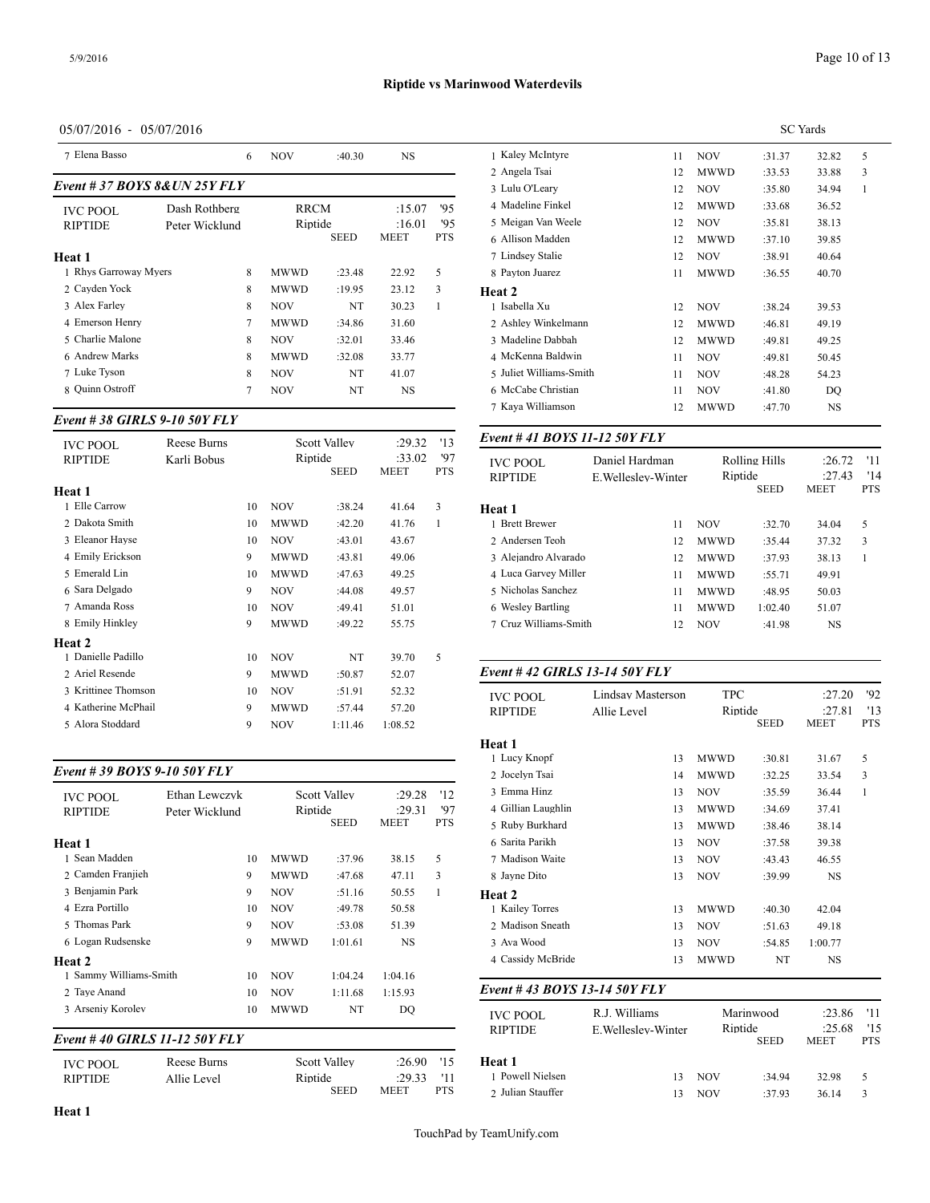# Riptide vs Marinwood Waterdevils

05/07/2016 - 05/07/2016 SC Yards

| | Name | Age | Team | Seed | Meet | Pts |
|---|---|---|---|---|---|---|
| 7 | Elena Basso | 6 | NOV | :40.30 | NS | |

## Event # 37 BOYS 8&UN 25Y FLY

| | | | | |
|---|---|---|---|---|
| IVC POOL | Dash Rothberg | RRCM | :15.07 | '95 |
| RIPTIDE | Peter Wicklund | Riptide | :16.01 | '95 |

**Heat 1**

| | Name | Age | Team | SEED | MEET | PTS |
|---|---|---|---|---|---|---|
| 1 | Rhys Garroway Myers | 8 | MWWD | :23.48 | 22.92 | 5 |
| 2 | Cayden Yock | 8 | MWWD | :19.95 | 23.12 | 3 |
| 3 | Alex Farley | 8 | NOV | NT | 30.23 | 1 |
| 4 | Emerson Henry | 7 | MWWD | :34.86 | 31.60 | |
| 5 | Charlie Malone | 8 | NOV | :32.01 | 33.46 | |
| 6 | Andrew Marks | 8 | MWWD | :32.08 | 33.77 | |
| 7 | Luke Tyson | 8 | NOV | NT | 41.07 | |
| 8 | Quinn Ostroff | 7 | NOV | NT | NS | |

## Event # 38 GIRLS 9-10 50Y FLY

| | | | | |
|---|---|---|---|---|
| IVC POOL | Reese Burns | Scott Valley | :29.32 | '13 |
| RIPTIDE | Karli Bobus | Riptide | :33.02 | '97 |

**Heat 1**

| | Name | Age | Team | SEED | MEET | PTS |
|---|---|---|---|---|---|---|
| 1 | Elle Carrow | 10 | NOV | :38.24 | 41.64 | 3 |
| 2 | Dakota Smith | 10 | MWWD | :42.20 | 41.76 | 1 |
| 3 | Eleanor Hayse | 10 | NOV | :43.01 | 43.67 | |
| 4 | Emily Erickson | 9 | MWWD | :43.81 | 49.06 | |
| 5 | Emerald Lin | 10 | MWWD | :47.63 | 49.25 | |
| 6 | Sara Delgado | 9 | NOV | :44.08 | 49.57 | |
| 7 | Amanda Ross | 10 | NOV | :49.41 | 51.01 | |
| 8 | Emily Hinkley | 9 | MWWD | :49.22 | 55.75 | |

**Heat 2**

| | Name | Age | Team | SEED | MEET | PTS |
|---|---|---|---|---|---|---|
| 1 | Danielle Padillo | 10 | NOV | NT | 39.70 | 5 |
| 2 | Ariel Resende | 9 | MWWD | :50.87 | 52.07 | |
| 3 | Krittinee Thomson | 10 | NOV | :51.91 | 52.32 | |
| 4 | Katherine McPhail | 9 | MWWD | :57.44 | 57.20 | |
| 5 | Alora Stoddard | 9 | NOV | 1:11.46 | 1:08.52 | |

## Event # 39 BOYS 9-10 50Y FLY

| | | | | |
|---|---|---|---|---|
| IVC POOL | Ethan Lewczyk | Scott Valley | :29.28 | '12 |
| RIPTIDE | Peter Wicklund | Riptide | :29.31 | '97 |

**Heat 1**

| | Name | Age | Team | SEED | MEET | PTS |
|---|---|---|---|---|---|---|
| 1 | Sean Madden | 10 | MWWD | :37.96 | 38.15 | 5 |
| 2 | Camden Franjieh | 9 | MWWD | :47.68 | 47.11 | 3 |
| 3 | Benjamin Park | 9 | NOV | :51.16 | 50.55 | 1 |
| 4 | Ezra Portillo | 10 | NOV | :49.78 | 50.58 | |
| 5 | Thomas Park | 9 | NOV | :53.08 | 51.39 | |
| 6 | Logan Rudsenske | 9 | MWWD | 1:01.61 | NS | |

**Heat 2**

| | Name | Age | Team | SEED | MEET | PTS |
|---|---|---|---|---|---|---|
| 1 | Sammy Williams-Smith | 10 | NOV | 1:04.24 | 1:04.16 | |
| 2 | Taye Anand | 10 | NOV | 1:11.68 | 1:15.93 | |
| 3 | Arseniy Korolev | 10 | MWWD | NT | DQ | |

## Event # 40 GIRLS 11-12 50Y FLY

| | | | | |
|---|---|---|---|---|
| IVC POOL | Reese Burns | Scott Valley | :26.90 | '15 |
| RIPTIDE | Allie Level | Riptide | :29.33 | '11 |

**Heat 1**

| | Name | Age | Team | SEED | MEET | PTS |
|---|---|---|---|---|---|---|
| 1 | Kaley McIntyre | 11 | NOV | :31.37 | 32.82 | 5 |
| 2 | Angela Tsai | 12 | MWWD | :33.53 | 33.88 | 3 |
| 3 | Lulu O'Leary | 12 | NOV | :35.80 | 34.94 | 1 |
| 4 | Madeline Finkel | 12 | MWWD | :33.68 | 36.52 | |
| 5 | Meigan Van Weele | 12 | NOV | :35.81 | 38.13 | |
| 6 | Allison Madden | 12 | MWWD | :37.10 | 39.85 | |
| 7 | Lindsey Stalie | 12 | NOV | :38.91 | 40.64 | |
| 8 | Payton Juarez | 11 | MWWD | :36.55 | 40.70 | |

**Heat 2**

| | Name | Age | Team | SEED | MEET | PTS |
|---|---|---|---|---|---|---|
| 1 | Isabella Xu | 12 | NOV | :38.24 | 39.53 | |
| 2 | Ashley Winkelmann | 12 | MWWD | :46.81 | 49.19 | |
| 3 | Madeline Dabbah | 12 | MWWD | :49.81 | 49.25 | |
| 4 | McKenna Baldwin | 11 | NOV | :49.81 | 50.45 | |
| 5 | Juliet Williams-Smith | 11 | NOV | :48.28 | 54.23 | |
| 6 | McCabe Christian | 11 | NOV | :41.80 | DQ | |
| 7 | Kaya Williamson | 12 | MWWD | :47.70 | NS | |

## Event # 41 BOYS 11-12 50Y FLY

| | | | | |
|---|---|---|---|---|
| IVC POOL | Daniel Hardman | Rolling Hills | :26.72 | '11 |
| RIPTIDE | E.Wellesley-Winter | Riptide | :27.43 | '14 |

**Heat 1**

| | Name | Age | Team | SEED | MEET | PTS |
|---|---|---|---|---|---|---|
| 1 | Brett Brewer | 11 | NOV | :32.70 | 34.04 | 5 |
| 2 | Andersen Teoh | 12 | MWWD | :35.44 | 37.32 | 3 |
| 3 | Alejandro Alvarado | 12 | MWWD | :37.93 | 38.13 | 1 |
| 4 | Luca Garvey Miller | 11 | MWWD | :55.71 | 49.91 | |
| 5 | Nicholas Sanchez | 11 | MWWD | :48.95 | 50.03 | |
| 6 | Wesley Bartling | 11 | MWWD | 1:02.40 | 51.07 | |
| 7 | Cruz Williams-Smith | 12 | NOV | :41.98 | NS | |

## Event # 42 GIRLS 13-14 50Y FLY

| | | | | |
|---|---|---|---|---|
| IVC POOL | Lindsay Masterson | TPC | :27.20 | '92 |
| RIPTIDE | Allie Level | Riptide | :27.81 | '13 |

**Heat 1**

| | Name | Age | Team | SEED | MEET | PTS |
|---|---|---|---|---|---|---|
| 1 | Lucy Knopf | 13 | MWWD | :30.81 | 31.67 | 5 |
| 2 | Jocelyn Tsai | 14 | MWWD | :32.25 | 33.54 | 3 |
| 3 | Emma Hinz | 13 | NOV | :35.59 | 36.44 | 1 |
| 4 | Gillian Laughlin | 13 | MWWD | :34.69 | 37.41 | |
| 5 | Ruby Burkhard | 13 | MWWD | :38.46 | 38.14 | |
| 6 | Sarita Parikh | 13 | NOV | :37.58 | 39.38 | |
| 7 | Madison Waite | 13 | NOV | :43.43 | 46.55 | |
| 8 | Jayne Dito | 13 | NOV | :39.99 | NS | |

**Heat 2**

| | Name | Age | Team | SEED | MEET | PTS |
|---|---|---|---|---|---|---|
| 1 | Kailey Torres | 13 | MWWD | :40.30 | 42.04 | |
| 2 | Madison Sneath | 13 | NOV | :51.63 | 49.18 | |
| 3 | Ava Wood | 13 | NOV | :54.85 | 1:00.77 | |
| 4 | Cassidy McBride | 13 | MWWD | NT | NS | |

## Event # 43 BOYS 13-14 50Y FLY

| | | | | |
|---|---|---|---|---|
| IVC POOL | R.J. Williams | Marinwood | :23.86 | '11 |
| RIPTIDE | E.Wellesley-Winter | Riptide | :25.68 | '15 |

**Heat 1**

| | Name | Age | Team | SEED | MEET | PTS |
|---|---|---|---|---|---|---|
| 1 | Powell Nielsen | 13 | NOV | :34.94 | 32.98 | 5 |
| 2 | Julian Stauffer | 13 | NOV | :37.93 | 36.14 | 3 |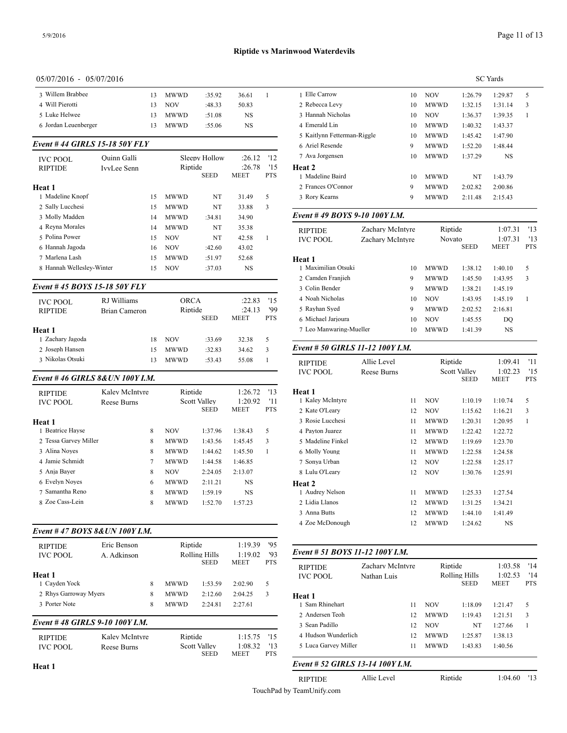# Riptide vs Marinwood Waterdevils

05/07/2016 - 05/07/2016 SC Yards

| | Name | Age | Team | Seed | Meet | Pts |
|---|---|---|---|---|---|---|
| 3 | Willem Brabbee | 13 | MWWD | :35.92 | 36.61 | 1 |
| 4 | Will Pierotti | 13 | NOV | :48.33 | 50.83 | |
| 5 | Luke Helwee | 13 | MWWD | :51.08 | NS | |
| 6 | Jordan Leuenberger | 13 | MWWD | :55.06 | NS | |

### Event # 44 GIRLS 15-18 50Y FLY

| | | | | | | |
|---|---|---|---|---|---|---|
| IVC POOL | Quinn Galli | | | Sleepy Hollow | :26.12 | '12 |
| RIPTIDE | IvyLee Senn | | | Riptide | :26.78 | '15 |
| | | | | SEED | MEET | PTS |
| **Heat 1** | | | | | | |
| 1 | Madeline Knopf | 15 | MWWD | NT | 31.49 | 5 |
| 2 | Sally Lucchesi | 15 | MWWD | NT | 33.88 | 3 |
| 3 | Molly Madden | 14 | MWWD | :34.81 | 34.90 | |
| 4 | Reyna Morales | 14 | MWWD | NT | 35.38 | |
| 5 | Polina Power | 15 | NOV | NT | 42.58 | 1 |
| 6 | Hannah Jagoda | 16 | NOV | :42.60 | 43.02 | |
| 7 | Marlena Lash | 15 | MWWD | :51.97 | 52.68 | |
| 8 | Hannah Wellesley-Winter | 15 | NOV | :37.03 | NS | |

### Event # 45 BOYS 15-18 50Y FLY

| | | | | | | |
|---|---|---|---|---|---|---|
| IVC POOL | RJ Williams | | | ORCA | :22.83 | '15 |
| RIPTIDE | Brian Cameron | | | Riptide | :24.13 | '99 |
| | | | | SEED | MEET | PTS |
| **Heat 1** | | | | | | |
| 1 | Zachary Jagoda | 18 | NOV | :33.69 | 32.38 | 5 |
| 2 | Joseph Hansen | 15 | MWWD | :32.83 | 34.62 | 3 |
| 3 | Nikolas Otsuki | 13 | MWWD | :53.43 | 55.08 | 1 |

### Event # 46 GIRLS 8&UN 100Y I.M.

| | | | | | | |
|---|---|---|---|---|---|---|
| RIPTIDE | Kaley McIntyre | | | Riptide | 1:26.72 | '13 |
| IVC POOL | Reese Burns | | | Scott Valley | 1:20.92 | '11 |
| | | | | SEED | MEET | PTS |
| **Heat 1** | | | | | | |
| 1 | Beatrice Hayse | 8 | NOV | 1:37.96 | 1:38.43 | 5 |
| 2 | Tessa Garvey Miller | 8 | MWWD | 1:43.56 | 1:45.45 | 3 |
| 3 | Alina Noyes | 8 | MWWD | 1:44.62 | 1:45.50 | 1 |
| 4 | Jamie Schmidt | 7 | MWWD | 1:44.58 | 1:46.85 | |
| 5 | Anja Bayer | 8 | NOV | 2:24.05 | 2:13.07 | |
| 6 | Evelyn Noyes | 6 | MWWD | 2:11.21 | NS | |
| 7 | Samantha Reno | 8 | MWWD | 1:59.19 | NS | |
| 8 | Zoe Cass-Lein | 8 | MWWD | 1:52.70 | 1:57.23 | |

### Event # 47 BOYS 8&UN 100Y I.M.

| | | | | | | |
|---|---|---|---|---|---|---|
| RIPTIDE | Eric Benson | | | Riptide | 1:19.39 | '95 |
| IVC POOL | A. Adkinson | | | Rolling Hills | 1:19.02 | '93 |
| | | | | SEED | MEET | PTS |
| **Heat 1** | | | | | | |
| 1 | Cayden Yock | 8 | MWWD | 1:53.59 | 2:02.90 | 5 |
| 2 | Rhys Garroway Myers | 8 | MWWD | 2:12.60 | 2:04.25 | 3 |
| 3 | Porter Note | 8 | MWWD | 2:24.81 | 2:27.61 | |

### Event # 48 GIRLS 9-10 100Y I.M.

| | | | | | | |
|---|---|---|---|---|---|---|
| RIPTIDE | Kaley McIntyre | | | Riptide | 1:15.75 | '15 |
| IVC POOL | Reese Burns | | | Scott Valley | 1:08.32 | '13 |
| | | | | SEED | MEET | PTS |
| **Heat 1** | | | | | | |
| 1 | Elle Carrow | 10 | NOV | 1:26.79 | 1:29.87 | 5 |
| 2 | Rebecca Levy | 10 | MWWD | 1:32.15 | 1:31.14 | 3 |
| 3 | Hannah Nicholas | 10 | NOV | 1:36.37 | 1:39.35 | 1 |
| 4 | Emerald Lin | 10 | MWWD | 1:40.32 | 1:43.37 | |
| 5 | Kaitlynn Fetterman-Riggle | 10 | MWWD | 1:45.42 | 1:47.90 | |
| 6 | Ariel Resende | 9 | MWWD | 1:52.20 | 1:48.44 | |
| 7 | Ava Jorgensen | 10 | MWWD | 1:37.29 | NS | |
| **Heat 2** | | | | | | |
| 1 | Madeline Baird | 10 | MWWD | NT | 1:43.79 | |
| 2 | Frances O'Connor | 9 | MWWD | 2:02.82 | 2:00.86 | |
| 3 | Rory Kearns | 9 | MWWD | 2:11.48 | 2:15.43 | |

### Event # 49 BOYS 9-10 100Y I.M.

| | | | | | | |
|---|---|---|---|---|---|---|
| RIPTIDE | Zachary McIntyre | | | Riptide | 1:07.31 | '13 |
| IVC POOL | Zachary McIntyre | | | Novato | 1:07.31 | '13 |
| | | | | SEED | MEET | PTS |
| **Heat 1** | | | | | | |
| 1 | Maximilian Otsuki | 10 | MWWD | 1:38.12 | 1:40.10 | 5 |
| 2 | Camden Franjieh | 9 | MWWD | 1:45.50 | 1:43.95 | 3 |
| 3 | Colin Bender | 9 | MWWD | 1:38.21 | 1:45.19 | |
| 4 | Noah Nicholas | 10 | NOV | 1:43.95 | 1:45.19 | 1 |
| 5 | Rayhan Syed | 9 | MWWD | 2:02.52 | 2:16.81 | |
| 6 | Michael Jarjoura | 10 | NOV | 1:45.55 | DQ | |
| 7 | Leo Manwaring-Mueller | 10 | MWWD | 1:41.39 | NS | |

### Event # 50 GIRLS 11-12 100Y I.M.

| | | | | | | |
|---|---|---|---|---|---|---|
| RIPTIDE | Allie Level | | | Riptide | 1:09.41 | '11 |
| IVC POOL | Reese Burns | | | Scott Valley | 1:02.23 | '15 |
| | | | | SEED | MEET | PTS |
| **Heat 1** | | | | | | |
| 1 | Kaley McIntyre | 11 | NOV | 1:10.19 | 1:10.74 | 5 |
| 2 | Kate O'Leary | 12 | NOV | 1:15.62 | 1:16.21 | 3 |
| 3 | Rosie Lucchesi | 11 | MWWD | 1:20.31 | 1:20.95 | 1 |
| 4 | Payton Juarez | 11 | MWWD | 1:22.42 | 1:22.72 | |
| 5 | Madeline Finkel | 12 | MWWD | 1:19.69 | 1:23.70 | |
| 6 | Molly Young | 11 | MWWD | 1:22.58 | 1:24.58 | |
| 7 | Sonya Urban | 12 | NOV | 1:22.58 | 1:25.17 | |
| 8 | Lulu O'Leary | 12 | NOV | 1:30.76 | 1:25.91 | |
| **Heat 2** | | | | | | |
| 1 | Audrey Nelson | 11 | MWWD | 1:25.33 | 1:27.54 | |
| 2 | Lidia Llanos | 12 | MWWD | 1:31.25 | 1:34.21 | |
| 3 | Anna Butts | 12 | MWWD | 1:44.10 | 1:41.49 | |
| 4 | Zoe McDonough | 12 | MWWD | 1:24.62 | NS | |

### Event # 51 BOYS 11-12 100Y I.M.

| | | | | | | |
|---|---|---|---|---|---|---|
| RIPTIDE | Zachary McIntyre | | | Riptide | 1:03.58 | '14 |
| IVC POOL | Nathan Luis | | | Rolling Hills | 1:02.53 | '14 |
| | | | | SEED | MEET | PTS |
| **Heat 1** | | | | | | |
| 1 | Sam Rhinehart | 11 | NOV | 1:18.09 | 1:21.47 | 5 |
| 2 | Andersen Teoh | 12 | MWWD | 1:19.43 | 1:21.51 | 3 |
| 3 | Sean Padillo | 12 | NOV | NT | 1:27.66 | 1 |
| 4 | Hudson Wunderlich | 12 | MWWD | 1:25.87 | 1:38.13 | |
| 5 | Luca Garvey Miller | 11 | MWWD | 1:43.83 | 1:40.56 | |

### Event # 52 GIRLS 13-14 100Y I.M.

| | | | | | | |
|---|---|---|---|---|---|---|
| RIPTIDE | Allie Level | | | Riptide | 1:04.60 | '13 |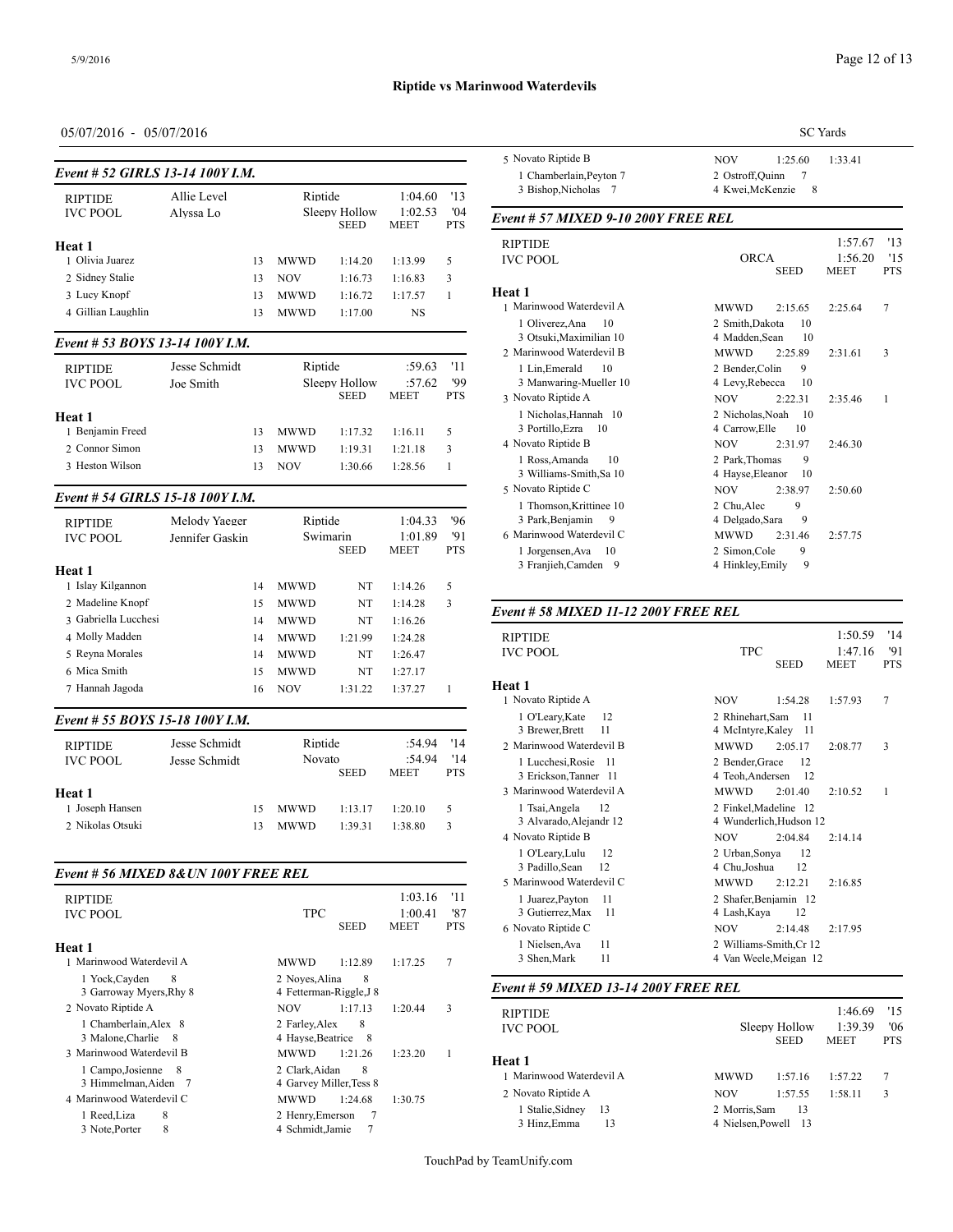## Riptide vs Marinwood Waterdevils

05/07/2016 - 05/07/2016

SC Yards

### Event # 52 GIRLS 13-14 100Y I.M.

| RIPTIDE | Allie Level | | Riptide | | 1:04.60 | '13 |
|---|---|---|---|---|---|---|
| IVC POOL | Alyssa Lo | | Sleepy Hollow | | 1:02.53 | '04 |
| | | | | SEED | MEET | PTS |
| **Heat 1** | | | | | | |
| 1 Olivia Juarez | | 13 | MWWD | 1:14.20 | 1:13.99 | 5 |
| 2 Sidney Stalie | | 13 | NOV | 1:16.73 | 1:16.83 | 3 |
| 3 Lucy Knopf | | 13 | MWWD | 1:16.72 | 1:17.57 | 1 |
| 4 Gillian Laughlin | | 13 | MWWD | 1:17.00 | NS | |

### Event # 53 BOYS 13-14 100Y I.M.

| RIPTIDE | Jesse Schmidt | | Riptide | | :59.63 | '11 |
|---|---|---|---|---|---|---|
| IVC POOL | Joe Smith | | Sleepy Hollow | | :57.62 | '99 |
| | | | | SEED | MEET | PTS |
| **Heat 1** | | | | | | |
| 1 Benjamin Freed | | 13 | MWWD | 1:17.32 | 1:16.11 | 5 |
| 2 Connor Simon | | 13 | MWWD | 1:19.31 | 1:21.18 | 3 |
| 3 Heston Wilson | | 13 | NOV | 1:30.66 | 1:28.56 | 1 |

### Event # 54 GIRLS 15-18 100Y I.M.

| RIPTIDE | Melody Yaeger | | Riptide | | 1:04.33 | '96 |
|---|---|---|---|---|---|---|
| IVC POOL | Jennifer Gaskin | | Swimarin | | 1:01.89 | '91 |
| | | | | SEED | MEET | PTS |
| **Heat 1** | | | | | | |
| 1 Islay Kilgannon | | 14 | MWWD | NT | 1:14.26 | 5 |
| 2 Madeline Knopf | | 15 | MWWD | NT | 1:14.28 | 3 |
| 3 Gabriella Lucchesi | | 14 | MWWD | NT | 1:16.26 | |
| 4 Molly Madden | | 14 | MWWD | 1:21.99 | 1:24.28 | |
| 5 Reyna Morales | | 14 | MWWD | NT | 1:26.47 | |
| 6 Mica Smith | | 15 | MWWD | NT | 1:27.17 | |
| 7 Hannah Jagoda | | 16 | NOV | 1:31.22 | 1:37.27 | 1 |

### Event # 55 BOYS 15-18 100Y I.M.

| RIPTIDE | Jesse Schmidt | | Riptide | | :54.94 | '14 |
|---|---|---|---|---|---|---|
| IVC POOL | Jesse Schmidt | | Novato | | :54.94 | '14 |
| | | | | SEED | MEET | PTS |
| **Heat 1** | | | | | | |
| 1 Joseph Hansen | | 15 | MWWD | 1:13.17 | 1:20.10 | 5 |
| 2 Nikolas Otsuki | | 13 | MWWD | 1:39.31 | 1:38.80 | 3 |

### Event # 56 MIXED 8&UN 100Y FREE REL

| RIPTIDE | | | 1:03.16 | '11 |
|---|---|---|---|---|
| IVC POOL | TPC | | 1:00.41 | '87 |
| | | SEED | MEET | PTS |
| **Heat 1** | | | | |
| 1 Marinwood Waterdevil A | MWWD | 1:12.89 | 1:17.25 | 7 |
| 1 Yock,Cayden 8; 3 Garroway Myers,Rhy 8 | 2 Noyes,Alina 8; 4 Fetterman-Riggle,J 8 | | | |
| 2 Novato Riptide A | NOV | 1:17.13 | 1:20.44 | 3 |
| 1 Chamberlain,Alex 8; 3 Malone,Charlie 8 | 2 Farley,Alex 8; 4 Hayse,Beatrice 8 | | | |
| 3 Marinwood Waterdevil B | MWWD | 1:21.26 | 1:23.20 | 1 |
| 1 Campo,Josienne 8; 3 Himmelman,Aiden 7 | 2 Clark,Aidan 8; 4 Garvey Miller,Tess 8 | | | |
| 4 Marinwood Waterdevil C | MWWD | 1:24.68 | 1:30.75 | |
| 1 Reed,Liza 8; 3 Note,Porter 8 | 2 Henry,Emerson 7; 4 Schmidt,Jamie 7 | | | |
| 5 Novato Riptide B | NOV | 1:25.60 | 1:33.41 | |
| 1 Chamberlain,Peyton 7; 3 Bishop,Nicholas 7 | 2 Ostroff,Quinn 7; 4 Kwei,McKenzie 8 | | | |

### Event # 57 MIXED 9-10 200Y FREE REL

| RIPTIDE | | | 1:57.67 | '13 |
|---|---|---|---|---|
| IVC POOL | ORCA | | 1:56.20 | '15 |
| | | SEED | MEET | PTS |
| **Heat 1** | | | | |
| 1 Marinwood Waterdevil A | MWWD | 2:15.65 | 2:25.64 | 7 |
| 1 Oliverez,Ana 10; 3 Otsuki,Maximilian 10 | 2 Smith,Dakota 10; 4 Madden,Sean 10 | | | |
| 2 Marinwood Waterdevil B | MWWD | 2:25.89 | 2:31.61 | 3 |
| 1 Lin,Emerald 10; 3 Manwaring-Mueller 10 | 2 Bender,Colin 9; 4 Levy,Rebecca 10 | | | |
| 3 Novato Riptide A | NOV | 2:22.31 | 2:35.46 | 1 |
| 1 Nicholas,Hannah 10; 3 Portillo,Ezra 10 | 2 Nicholas,Noah 10; 4 Carrow,Elle 10 | | | |
| 4 Novato Riptide B | NOV | 2:31.97 | 2:46.30 | |
| 1 Ross,Amanda 10; 3 Williams-Smith,Sa 10 | 2 Park,Thomas 9; 4 Hayse,Eleanor 10 | | | |
| 5 Novato Riptide C | NOV | 2:38.97 | 2:50.60 | |
| 1 Thomson,Krittinee 10; 3 Park,Benjamin 9 | 2 Chu,Alec 9; 4 Delgado,Sara 9 | | | |
| 6 Marinwood Waterdevil C | MWWD | 2:31.46 | 2:57.75 | |
| 1 Jorgensen,Ava 10; 3 Franjieh,Camden 9 | 2 Simon,Cole 9; 4 Hinkley,Emily 9 | | | |

### Event # 58 MIXED 11-12 200Y FREE REL

| RIPTIDE | | | 1:50.59 | '14 |
|---|---|---|---|---|
| IVC POOL | TPC | | 1:47.16 | '91 |
| | | SEED | MEET | PTS |
| **Heat 1** | | | | |
| 1 Novato Riptide A | NOV | 1:54.28 | 1:57.93 | 7 |
| 1 O'Leary,Kate 12; 3 Brewer,Brett 11 | 2 Rhinehart,Sam 11; 4 McIntyre,Kaley 11 | | | |
| 2 Marinwood Waterdevil B | MWWD | 2:05.17 | 2:08.77 | 3 |
| 1 Lucchesi,Rosie 11; 3 Erickson,Tanner 11 | 2 Bender,Grace 12; 4 Teoh,Andersen 12 | | | |
| 3 Marinwood Waterdevil A | MWWD | 2:01.40 | 2:10.52 | 1 |
| 1 Tsai,Angela 12; 3 Alvarado,Alejandr 12 | 2 Finkel,Madeline 12; 4 Wunderlich,Hudson 12 | | | |
| 4 Novato Riptide B | NOV | 2:04.84 | 2:14.14 | |
| 1 O'Leary,Lulu 12; 3 Padillo,Sean 12 | 2 Urban,Sonya 12; 4 Chu,Joshua 12 | | | |
| 5 Marinwood Waterdevil C | MWWD | 2:12.21 | 2:16.85 | |
| 1 Juarez,Payton 11; 3 Gutierrez,Max 11 | 2 Shafer,Benjamin 12; 4 Lash,Kaya 12 | | | |
| 6 Novato Riptide C | NOV | 2:14.48 | 2:17.95 | |
| 1 Nielsen,Ava 11; 3 Shen,Mark 11 | 2 Williams-Smith,Cr 12; 4 Van Weele,Meigan 12 | | | |

### Event # 59 MIXED 13-14 200Y FREE REL

| RIPTIDE | | | 1:46.69 | '15 |
|---|---|---|---|---|
| IVC POOL | Sleepy Hollow | | 1:39.39 | '06 |
| | | SEED | MEET | PTS |
| **Heat 1** | | | | |
| 1 Marinwood Waterdevil A | MWWD | 1:57.16 | 1:57.22 | 7 |
| 2 Novato Riptide A | NOV | 1:57.55 | 1:58.11 | 3 |
| 1 Stalie,Sidney 13; 3 Hinz,Emma 13 | 2 Morris,Sam 13; 4 Nielsen,Powell 13 | | | |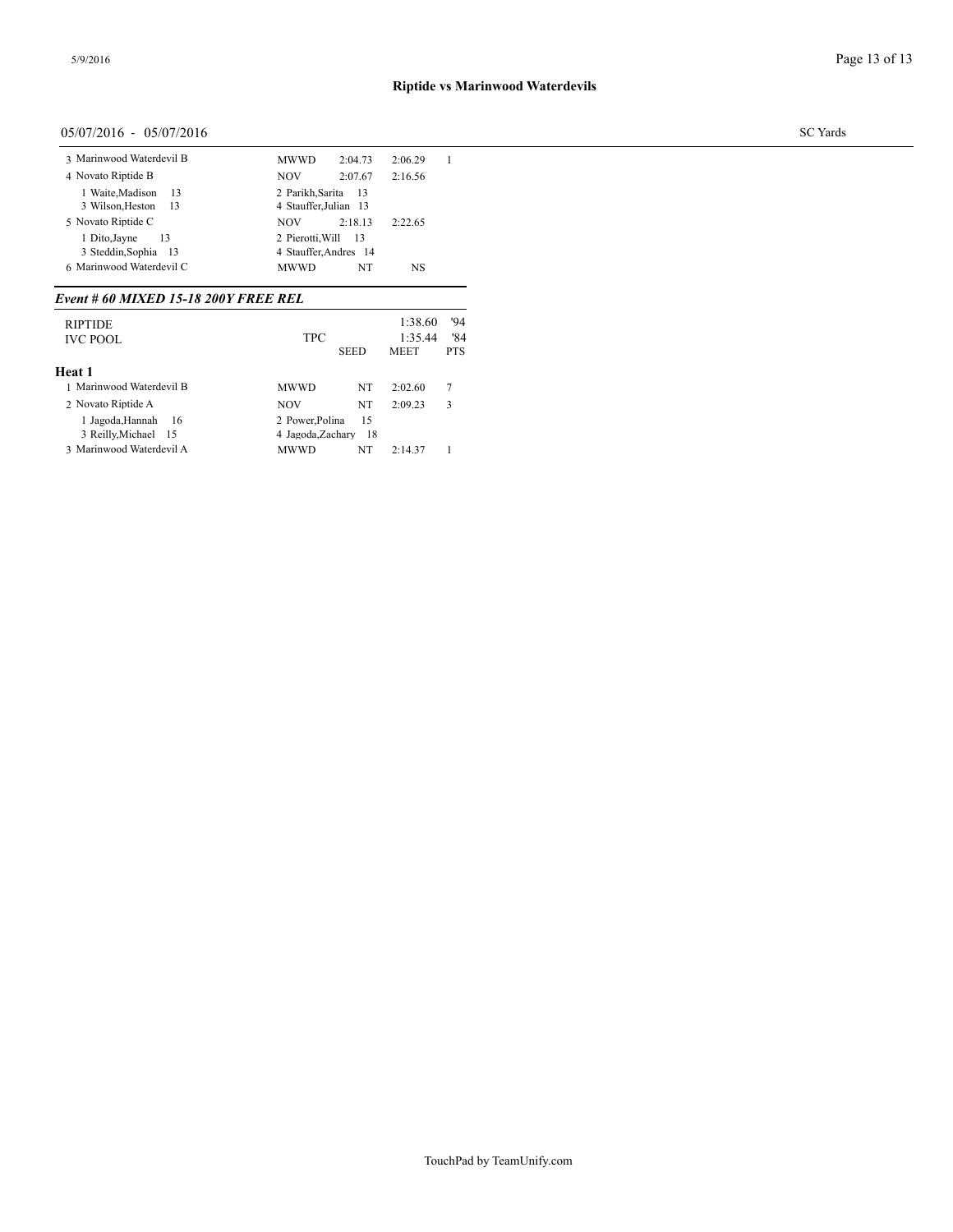05/07/2016 - 05/07/2016 SC Yards

| | | | | |
|---|---|---|---|---|
| 3 Marinwood Waterdevil B | MWWD | 2:04.73 | 2:06.29 | 1 |
| 4 Novato Riptide B | NOV | 2:07.67 | 2:16.56 | |
| 1 Waite,Madison 13 | 2 Parikh,Sarita 13 | | | |
| 3 Wilson,Heston 13 | 4 Stauffer,Julian 13 | | | |
| 5 Novato Riptide C | NOV | 2:18.13 | 2:22.65 | |
| 1 Dito,Jayne 13 | 2 Pierotti,Will 13 | | | |
| 3 Steddin,Sophia 13 | 4 Stauffer,Andres 14 | | | |
| 6 Marinwood Waterdevil C | MWWD | NT | NS | |

### *Event # 60 MIXED 15-18 200Y FREE REL*

| | | | | |
|---|---|---|---|---|
| RIPTIDE | | | 1:38.60 | '94 |
| IVC POOL | TPC | | 1:35.44 | '84 |
| | | SEED | MEET | PTS |

**Heat 1**

| | | | | |
|---|---|---|---|---|
| 1 Marinwood Waterdevil B | MWWD | NT | 2:02.60 | 7 |
| 2 Novato Riptide A | NOV | NT | 2:09.23 | 3 |
| 1 Jagoda,Hannah 16 | 2 Power,Polina 15 | | | |
| 3 Reilly,Michael 15 | 4 Jagoda,Zachary 18 | | | |
| 3 Marinwood Waterdevil A | MWWD | NT | 2:14.37 | 1 |